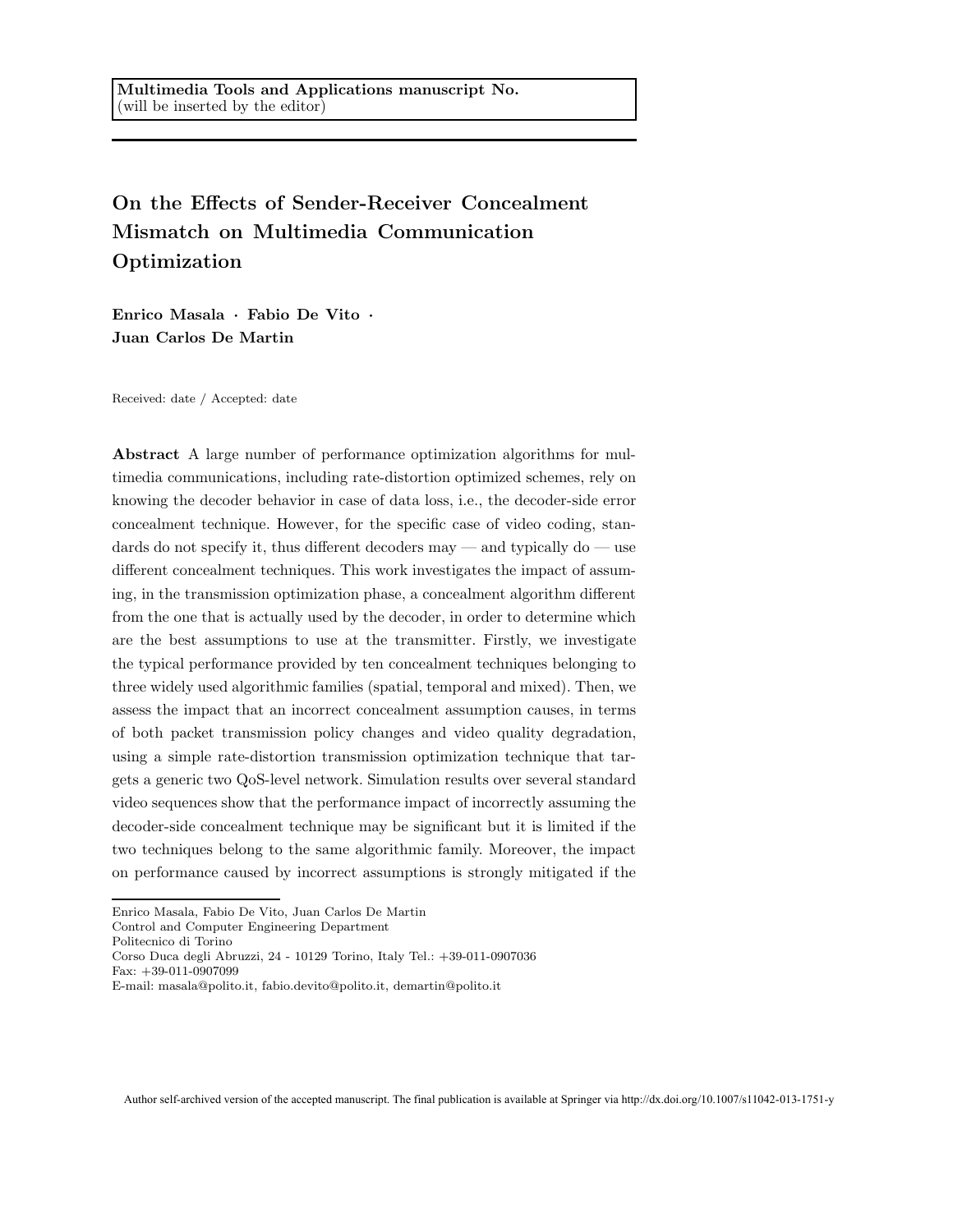**Multimedia Tools and Applications manuscript No.**
(will be inserted by the editor)

# On the Effects of Sender-Receiver Concealment Mismatch on Multimedia Communication Optimization

**Enrico Masala · Fabio De Vito · Juan Carlos De Martin**

Received: date / Accepted: date

**Abstract** A large number of performance optimization algorithms for multimedia communications, including rate-distortion optimized schemes, rely on knowing the decoder behavior in case of data loss, i.e., the decoder-side error concealment technique. However, for the specific case of video coding, standards do not specify it, thus different decoders may — and typically do — use different concealment techniques. This work investigates the impact of assuming, in the transmission optimization phase, a concealment algorithm different from the one that is actually used by the decoder, in order to determine which are the best assumptions to use at the transmitter. Firstly, we investigate the typical performance provided by ten concealment techniques belonging to three widely used algorithmic families (spatial, temporal and mixed). Then, we assess the impact that an incorrect concealment assumption causes, in terms of both packet transmission policy changes and video quality degradation, using a simple rate-distortion transmission optimization technique that targets a generic two QoS-level network. Simulation results over several standard video sequences show that the performance impact of incorrectly assuming the decoder-side concealment technique may be significant but it is limited if the two techniques belong to the same algorithmic family. Moreover, the impact on performance caused by incorrect assumptions is strongly mitigated if the

---

Enrico Masala, Fabio De Vito, Juan Carlos De Martin
Control and Computer Engineering Department
Politecnico di Torino
Corso Duca degli Abruzzi, 24 - 10129 Torino, Italy Tel.: +39-011-0907036
Fax: +39-011-0907099
E-mail: masala@polito.it, fabio.devito@polito.it, demartin@polito.it

Author self-archived version of the accepted manuscript. The final publication is available at Springer via http://dx.doi.org/10.1007/s11042-013-1751-y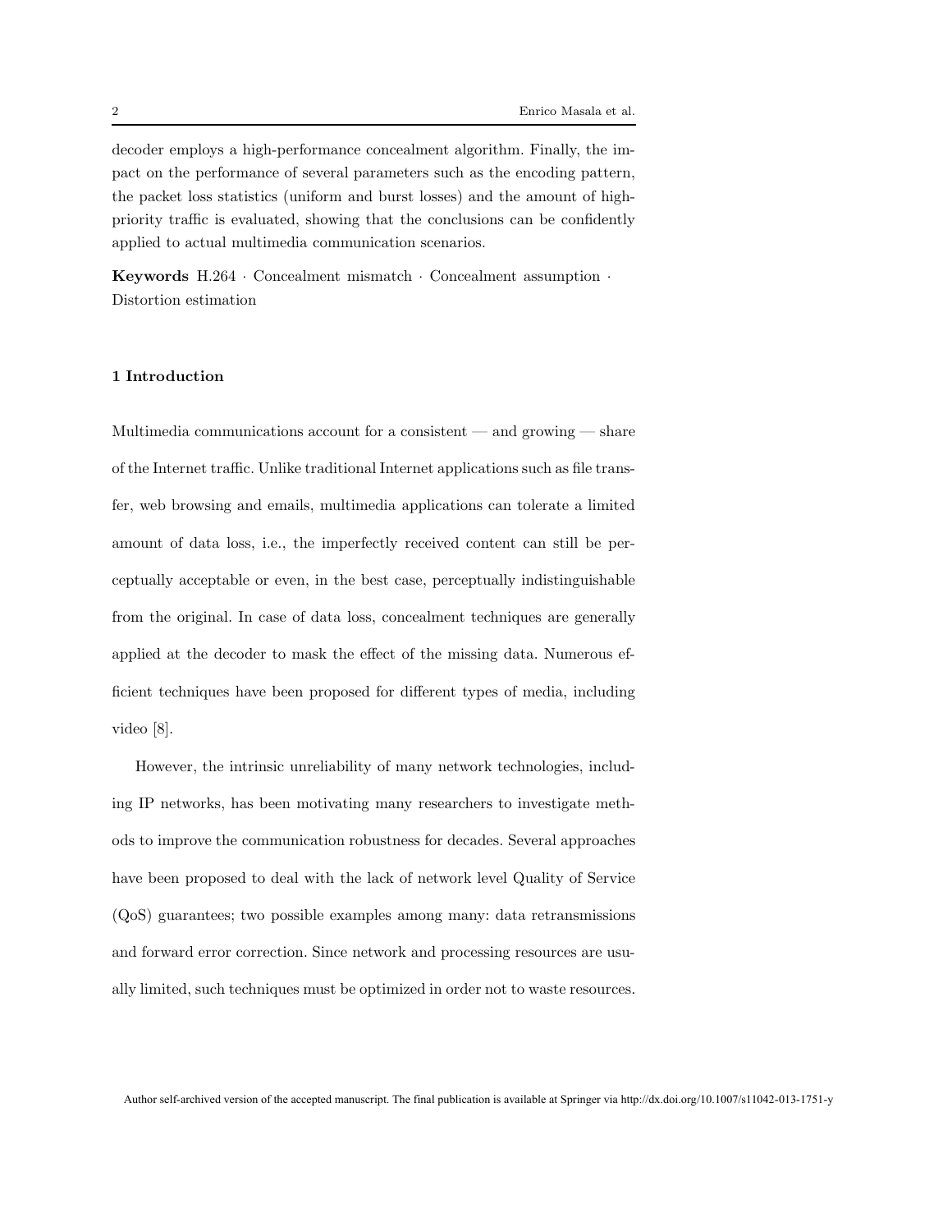decoder employs a high-performance concealment algorithm. Finally, the impact on the performance of several parameters such as the encoding pattern, the packet loss statistics (uniform and burst losses) and the amount of high-priority traffic is evaluated, showing that the conclusions can be confidently applied to actual multimedia communication scenarios.

**Keywords** H.264 · Concealment mismatch · Concealment assumption · Distortion estimation

## 1 Introduction

Multimedia communications account for a consistent — and growing — share of the Internet traffic. Unlike traditional Internet applications such as file transfer, web browsing and emails, multimedia applications can tolerate a limited amount of data loss, i.e., the imperfectly received content can still be perceptually acceptable or even, in the best case, perceptually indistinguishable from the original. In case of data loss, concealment techniques are generally applied at the decoder to mask the effect of the missing data. Numerous efficient techniques have been proposed for different types of media, including video [8].

However, the intrinsic unreliability of many network technologies, including IP networks, has been motivating many researchers to investigate methods to improve the communication robustness for decades. Several approaches have been proposed to deal with the lack of network level Quality of Service (QoS) guarantees; two possible examples among many: data retransmissions and forward error correction. Since network and processing resources are usually limited, such techniques must be optimized in order not to waste resources.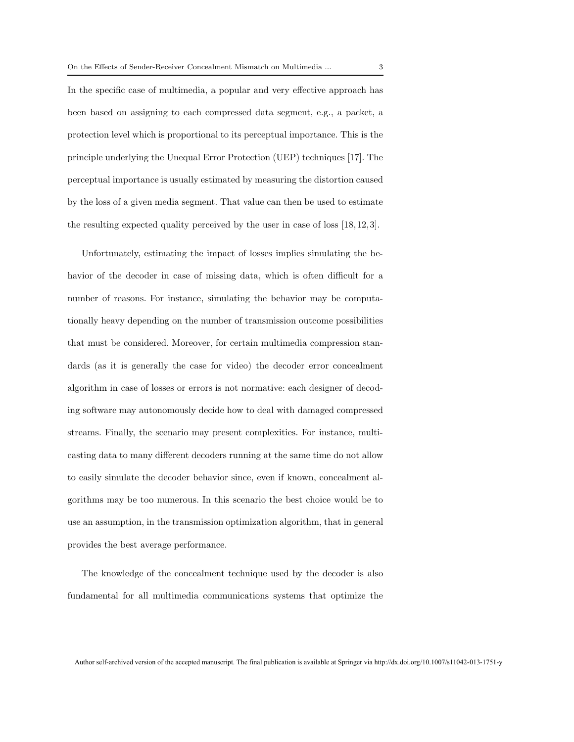In the specific case of multimedia, a popular and very effective approach has been based on assigning to each compressed data segment, e.g., a packet, a protection level which is proportional to its perceptual importance. This is the principle underlying the Unequal Error Protection (UEP) techniques [17]. The perceptual importance is usually estimated by measuring the distortion caused by the loss of a given media segment. That value can then be used to estimate the resulting expected quality perceived by the user in case of loss [18, 12, 3].

Unfortunately, estimating the impact of losses implies simulating the behavior of the decoder in case of missing data, which is often difficult for a number of reasons. For instance, simulating the behavior may be computationally heavy depending on the number of transmission outcome possibilities that must be considered. Moreover, for certain multimedia compression standards (as it is generally the case for video) the decoder error concealment algorithm in case of losses or errors is not normative: each designer of decoding software may autonomously decide how to deal with damaged compressed streams. Finally, the scenario may present complexities. For instance, multicasting data to many different decoders running at the same time do not allow to easily simulate the decoder behavior since, even if known, concealment algorithms may be too numerous. In this scenario the best choice would be to use an assumption, in the transmission optimization algorithm, that in general provides the best average performance.

The knowledge of the concealment technique used by the decoder is also fundamental for all multimedia communications systems that optimize the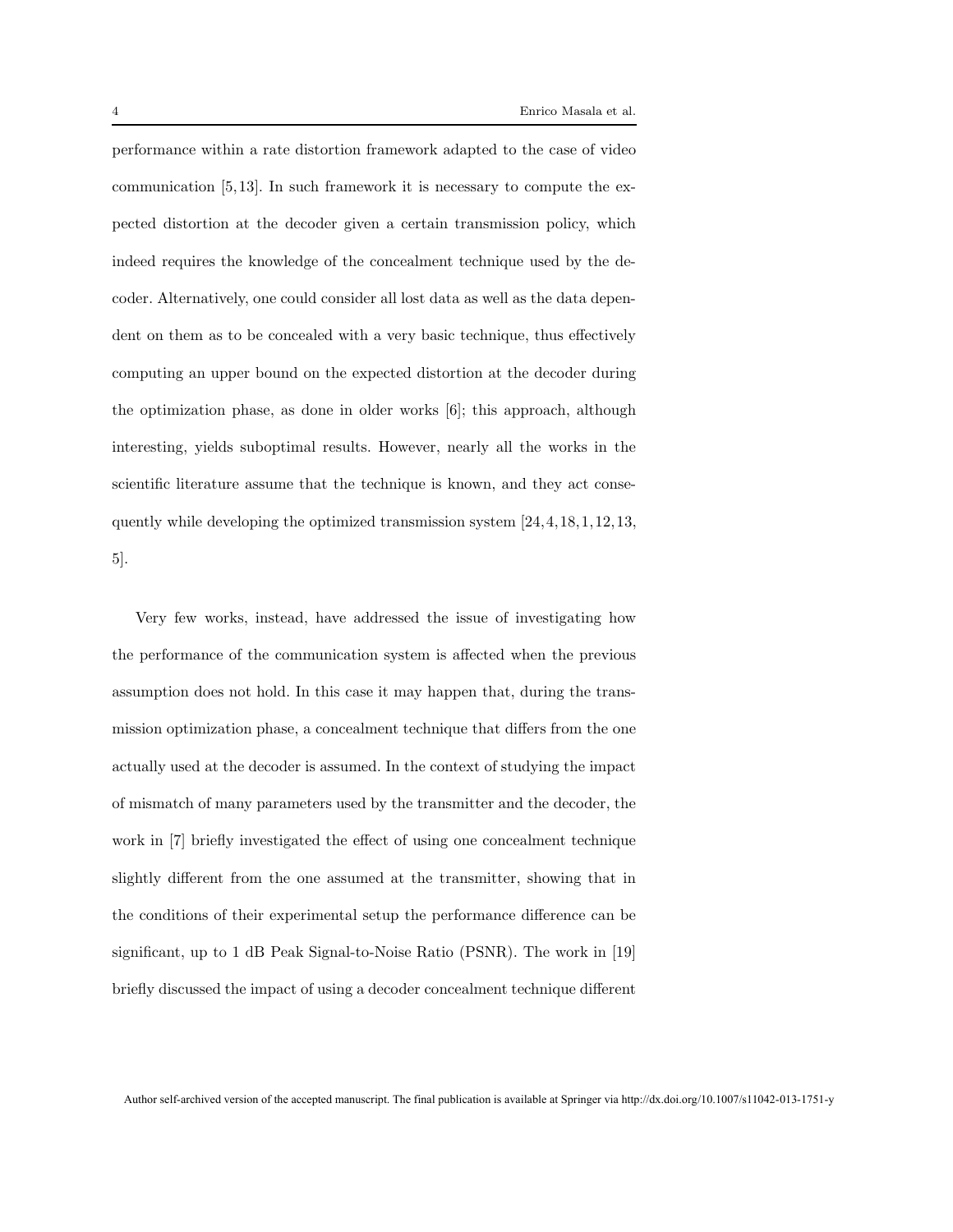performance within a rate distortion framework adapted to the case of video communication [5,13]. In such framework it is necessary to compute the expected distortion at the decoder given a certain transmission policy, which indeed requires the knowledge of the concealment technique used by the decoder. Alternatively, one could consider all lost data as well as the data dependent on them as to be concealed with a very basic technique, thus effectively computing an upper bound on the expected distortion at the decoder during the optimization phase, as done in older works [6]; this approach, although interesting, yields suboptimal results. However, nearly all the works in the scientific literature assume that the technique is known, and they act consequently while developing the optimized transmission system [24,4,18,1,12,13, 5].

Very few works, instead, have addressed the issue of investigating how the performance of the communication system is affected when the previous assumption does not hold. In this case it may happen that, during the transmission optimization phase, a concealment technique that differs from the one actually used at the decoder is assumed. In the context of studying the impact of mismatch of many parameters used by the transmitter and the decoder, the work in [7] briefly investigated the effect of using one concealment technique slightly different from the one assumed at the transmitter, showing that in the conditions of their experimental setup the performance difference can be significant, up to 1 dB Peak Signal-to-Noise Ratio (PSNR). The work in [19] briefly discussed the impact of using a decoder concealment technique different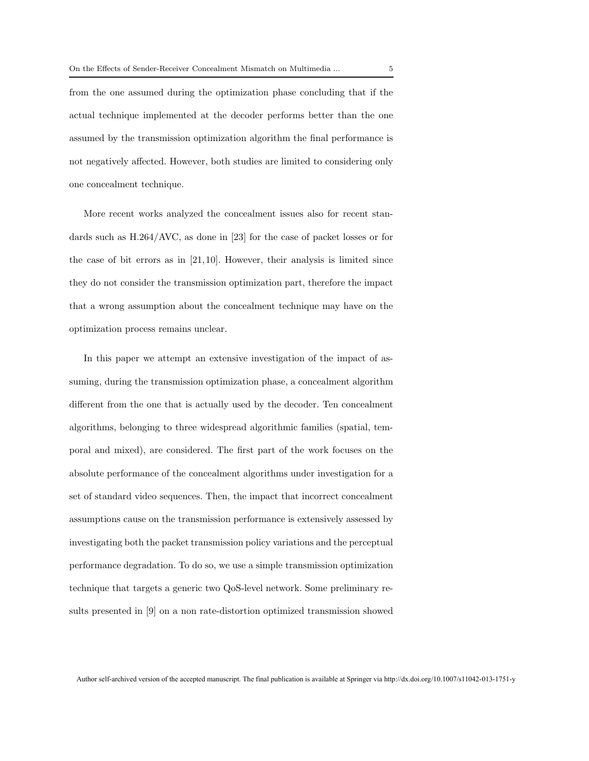from the one assumed during the optimization phase concluding that if the actual technique implemented at the decoder performs better than the one assumed by the transmission optimization algorithm the final performance is not negatively affected. However, both studies are limited to considering only one concealment technique.

More recent works analyzed the concealment issues also for recent standards such as H.264/AVC, as done in [23] for the case of packet losses or for the case of bit errors as in [21,10]. However, their analysis is limited since they do not consider the transmission optimization part, therefore the impact that a wrong assumption about the concealment technique may have on the optimization process remains unclear.

In this paper we attempt an extensive investigation of the impact of assuming, during the transmission optimization phase, a concealment algorithm different from the one that is actually used by the decoder. Ten concealment algorithms, belonging to three widespread algorithmic families (spatial, temporal and mixed), are considered. The first part of the work focuses on the absolute performance of the concealment algorithms under investigation for a set of standard video sequences. Then, the impact that incorrect concealment assumptions cause on the transmission performance is extensively assessed by investigating both the packet transmission policy variations and the perceptual performance degradation. To do so, we use a simple transmission optimization technique that targets a generic two QoS-level network. Some preliminary results presented in [9] on a non rate-distortion optimized transmission showed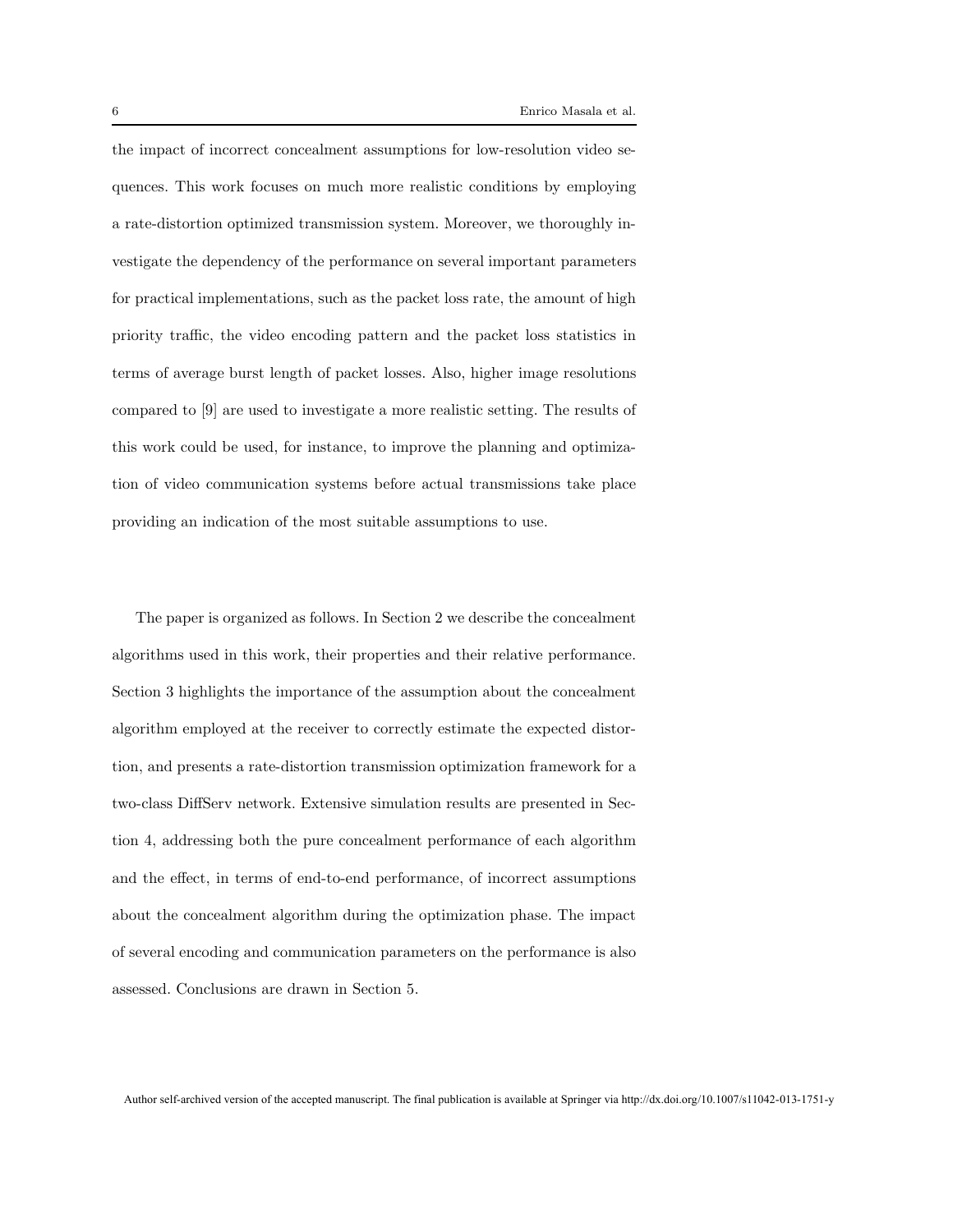the impact of incorrect concealment assumptions for low-resolution video sequences. This work focuses on much more realistic conditions by employing a rate-distortion optimized transmission system. Moreover, we thoroughly investigate the dependency of the performance on several important parameters for practical implementations, such as the packet loss rate, the amount of high priority traffic, the video encoding pattern and the packet loss statistics in terms of average burst length of packet losses. Also, higher image resolutions compared to [9] are used to investigate a more realistic setting. The results of this work could be used, for instance, to improve the planning and optimization of video communication systems before actual transmissions take place providing an indication of the most suitable assumptions to use.

The paper is organized as follows. In Section 2 we describe the concealment algorithms used in this work, their properties and their relative performance. Section 3 highlights the importance of the assumption about the concealment algorithm employed at the receiver to correctly estimate the expected distortion, and presents a rate-distortion transmission optimization framework for a two-class DiffServ network. Extensive simulation results are presented in Section 4, addressing both the pure concealment performance of each algorithm and the effect, in terms of end-to-end performance, of incorrect assumptions about the concealment algorithm during the optimization phase. The impact of several encoding and communication parameters on the performance is also assessed. Conclusions are drawn in Section 5.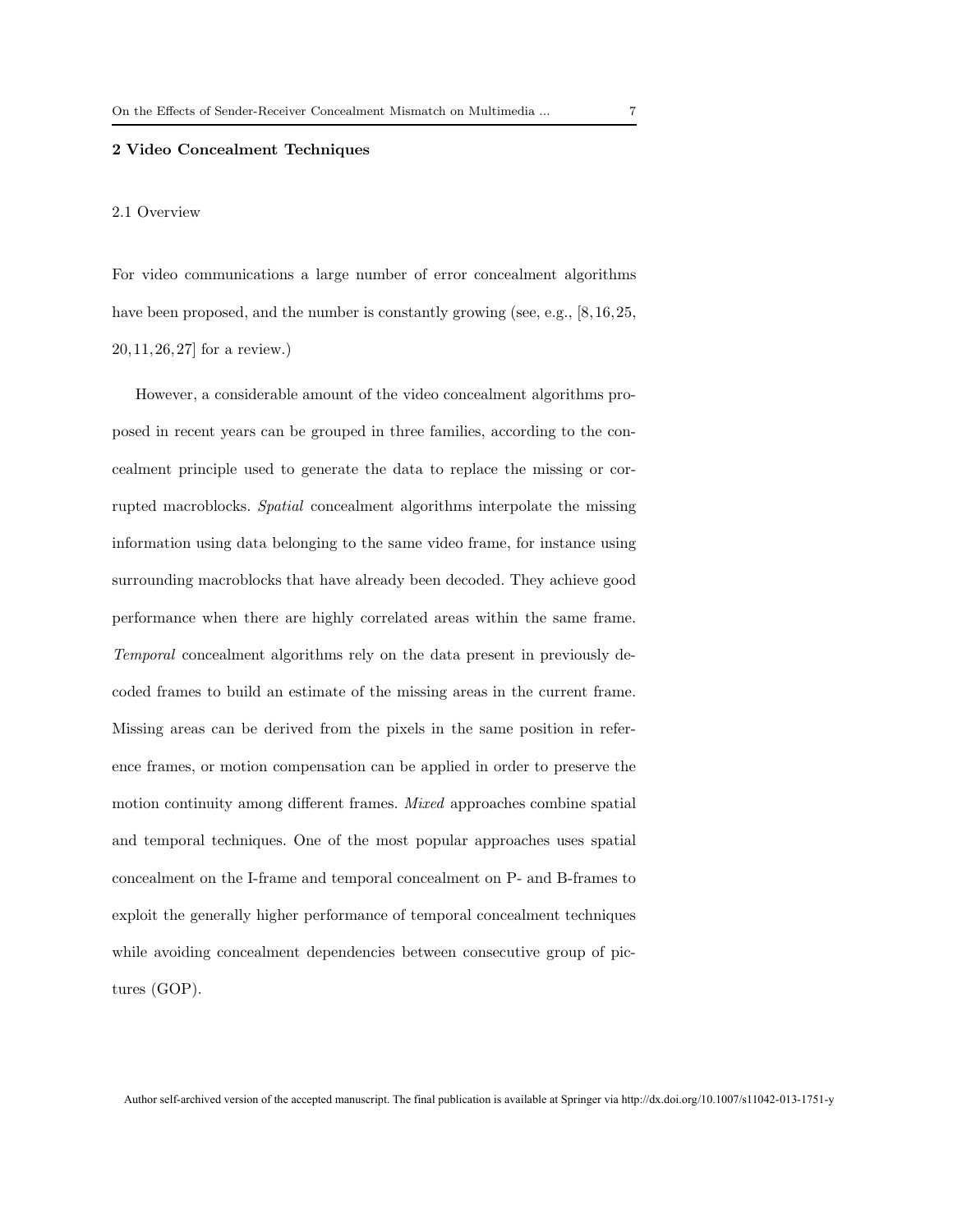## 2 Video Concealment Techniques

### 2.1 Overview

For video communications a large number of error concealment algorithms have been proposed, and the number is constantly growing (see, e.g., [8,16,25, 20,11,26,27] for a review.)

However, a considerable amount of the video concealment algorithms proposed in recent years can be grouped in three families, according to the concealment principle used to generate the data to replace the missing or corrupted macroblocks. *Spatial* concealment algorithms interpolate the missing information using data belonging to the same video frame, for instance using surrounding macroblocks that have already been decoded. They achieve good performance when there are highly correlated areas within the same frame. *Temporal* concealment algorithms rely on the data present in previously decoded frames to build an estimate of the missing areas in the current frame. Missing areas can be derived from the pixels in the same position in reference frames, or motion compensation can be applied in order to preserve the motion continuity among different frames. *Mixed* approaches combine spatial and temporal techniques. One of the most popular approaches uses spatial concealment on the I-frame and temporal concealment on P- and B-frames to exploit the generally higher performance of temporal concealment techniques while avoiding concealment dependencies between consecutive group of pictures (GOP).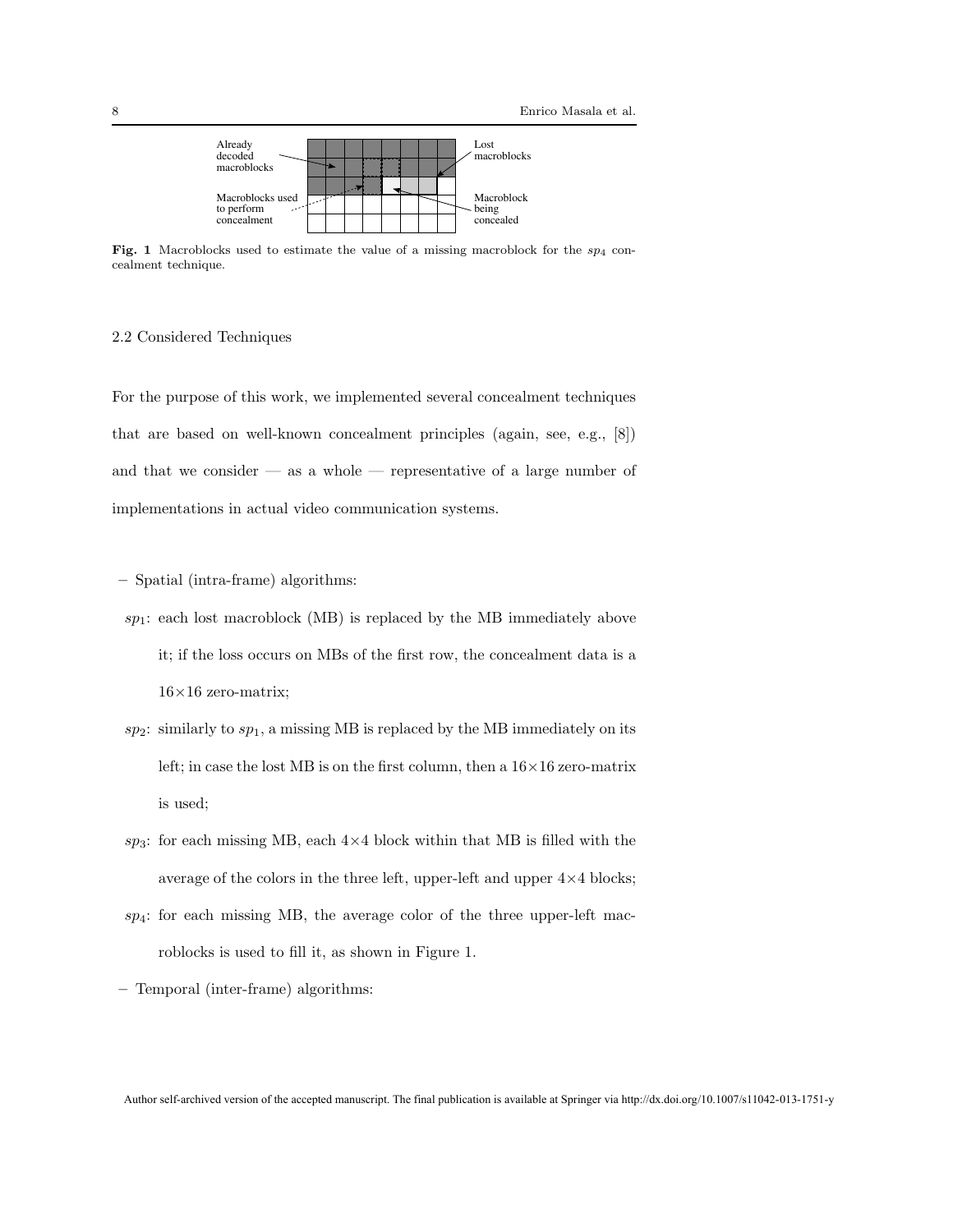Fig. 1 Macroblocks used to estimate the value of a missing macroblock for the $sp_4$ concealment technique.

### 2.2 Considered Techniques

For the purpose of this work, we implemented several concealment techniques that are based on well-known concealment principles (again, see, e.g., [8]) and that we consider — as a whole — representative of a large number of implementations in actual video communication systems.

- Spatial (intra-frame) algorithms:
  - $sp_1$: each lost macroblock (MB) is replaced by the MB immediately above it; if the loss occurs on MBs of the first row, the concealment data is a 16×16 zero-matrix;
  - $sp_2$: similarly to $sp_1$, a missing MB is replaced by the MB immediately on its left; in case the lost MB is on the first column, then a 16×16 zero-matrix is used;
  - $sp_3$: for each missing MB, each 4×4 block within that MB is filled with the average of the colors in the three left, upper-left and upper 4×4 blocks;
  - $sp_4$: for each missing MB, the average color of the three upper-left macroblocks is used to fill it, as shown in Figure 1.
- Temporal (inter-frame) algorithms: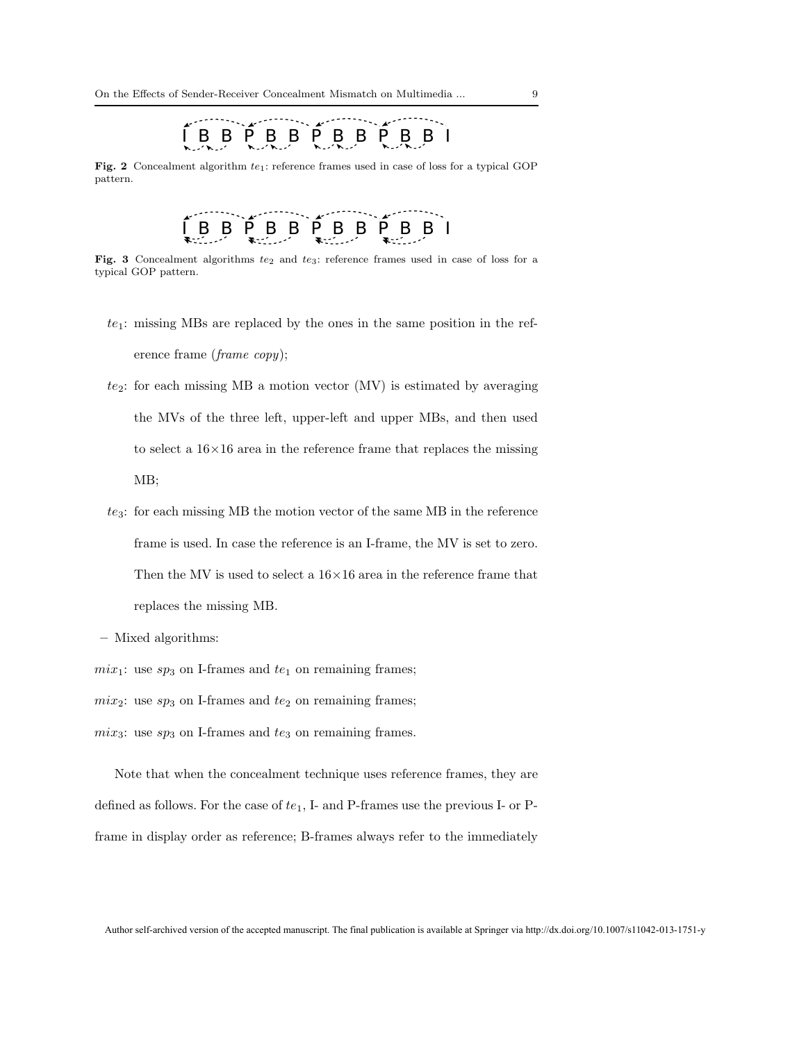I B B P B B P B B P B B I

**Fig. 2** Concealment algorithm $te_1$: reference frames used in case of loss for a typical GOP pattern.

I B B P B B P B B P B B I

**Fig. 3** Concealment algorithms $te_2$ and $te_3$: reference frames used in case of loss for a typical GOP pattern.

- $te_1$: missing MBs are replaced by the ones in the same position in the reference frame (*frame copy*);
- $te_2$: for each missing MB a motion vector (MV) is estimated by averaging the MVs of the three left, upper-left and upper MBs, and then used to select a 16×16 area in the reference frame that replaces the missing MB;
- $te_3$: for each missing MB the motion vector of the same MB in the reference frame is used. In case the reference is an I-frame, the MV is set to zero. Then the MV is used to select a 16×16 area in the reference frame that replaces the missing MB.

– Mixed algorithms:

$mix_1$: use $sp_3$ on I-frames and $te_1$ on remaining frames;

$mix_2$: use $sp_3$ on I-frames and $te_2$ on remaining frames;

$mix_3$: use $sp_3$ on I-frames and $te_3$ on remaining frames.

Note that when the concealment technique uses reference frames, they are defined as follows. For the case of $te_1$, I- and P-frames use the previous I- or P-frame in display order as reference; B-frames always refer to the immediately

Author self-archived version of the accepted manuscript. The final publication is available at Springer via http://dx.doi.org/10.1007/s11042-013-1751-y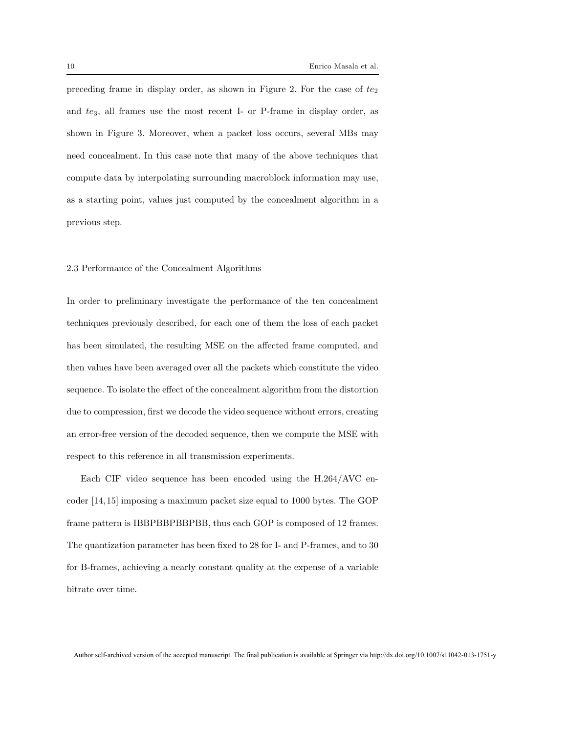preceding frame in display order, as shown in Figure 2. For the case of $te_2$ and $te_3$, all frames use the most recent I- or P-frame in display order, as shown in Figure 3. Moreover, when a packet loss occurs, several MBs may need concealment. In this case note that many of the above techniques that compute data by interpolating surrounding macroblock information may use, as a starting point, values just computed by the concealment algorithm in a previous step.

### 2.3 Performance of the Concealment Algorithms

In order to preliminary investigate the performance of the ten concealment techniques previously described, for each one of them the loss of each packet has been simulated, the resulting MSE on the affected frame computed, and then values have been averaged over all the packets which constitute the video sequence. To isolate the effect of the concealment algorithm from the distortion due to compression, first we decode the video sequence without errors, creating an error-free version of the decoded sequence, then we compute the MSE with respect to this reference in all transmission experiments.

Each CIF video sequence has been encoded using the H.264/AVC encoder [14,15] imposing a maximum packet size equal to 1000 bytes. The GOP frame pattern is IBBPBBPBBPBB, thus each GOP is composed of 12 frames. The quantization parameter has been fixed to 28 for I- and P-frames, and to 30 for B-frames, achieving a nearly constant quality at the expense of a variable bitrate over time.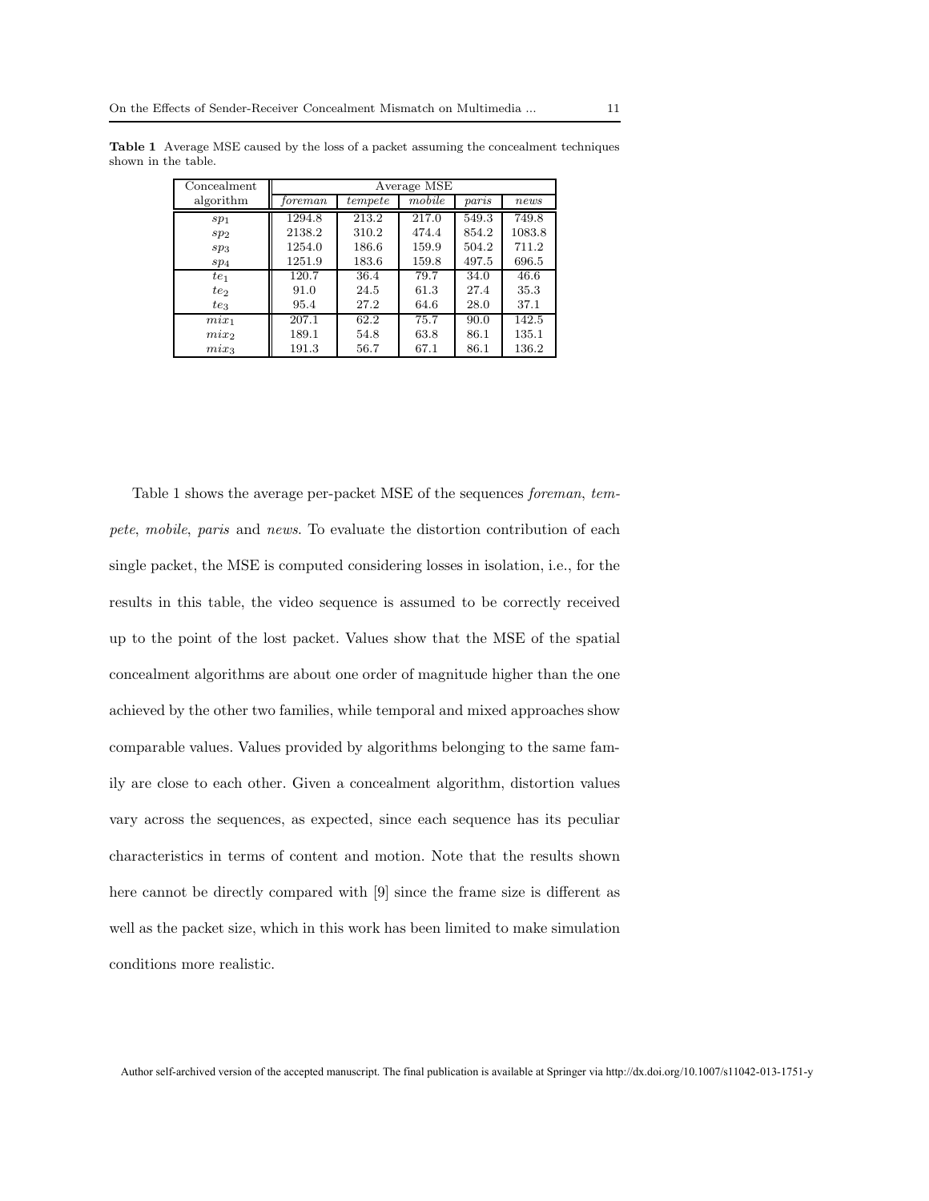**Table 1** Average MSE caused by the loss of a packet assuming the concealment techniques shown in the table.

| Concealment algorithm | Average MSE | | | | |
|---|---|---|---|---|---|
| | *foreman* | *tempete* | *mobile* | *paris* | *news* |
| $sp_1$ | 1294.8 | 213.2 | 217.0 | 549.3 | 749.8 |
| $sp_2$ | 2138.2 | 310.2 | 474.4 | 854.2 | 1083.8 |
| $sp_3$ | 1254.0 | 186.6 | 159.9 | 504.2 | 711.2 |
| $sp_4$ | 1251.9 | 183.6 | 159.8 | 497.5 | 696.5 |
| $te_1$ | 120.7 | 36.4 | 79.7 | 34.0 | 46.6 |
| $te_2$ | 91.0 | 24.5 | 61.3 | 27.4 | 35.3 |
| $te_3$ | 95.4 | 27.2 | 64.6 | 28.0 | 37.1 |
| $mix_1$ | 207.1 | 62.2 | 75.7 | 90.0 | 142.5 |
| $mix_2$ | 189.1 | 54.8 | 63.8 | 86.1 | 135.1 |
| $mix_3$ | 191.3 | 56.7 | 67.1 | 86.1 | 136.2 |

Table 1 shows the average per-packet MSE of the sequences *foreman*, *tempete*, *mobile*, *paris* and *news*. To evaluate the distortion contribution of each single packet, the MSE is computed considering losses in isolation, i.e., for the results in this table, the video sequence is assumed to be correctly received up to the point of the lost packet. Values show that the MSE of the spatial concealment algorithms are about one order of magnitude higher than the one achieved by the other two families, while temporal and mixed approaches show comparable values. Values provided by algorithms belonging to the same family are close to each other. Given a concealment algorithm, distortion values vary across the sequences, as expected, since each sequence has its peculiar characteristics in terms of content and motion. Note that the results shown here cannot be directly compared with [9] since the frame size is different as well as the packet size, which in this work has been limited to make simulation conditions more realistic.

Author self-archived version of the accepted manuscript. The final publication is available at Springer via http://dx.doi.org/10.1007/s11042-013-1751-y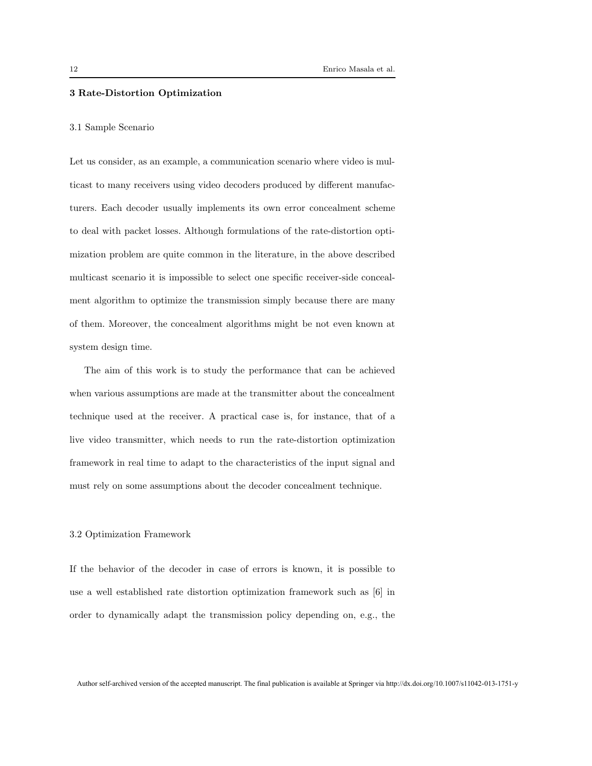## 3 Rate-Distortion Optimization

### 3.1 Sample Scenario

Let us consider, as an example, a communication scenario where video is multicast to many receivers using video decoders produced by different manufacturers. Each decoder usually implements its own error concealment scheme to deal with packet losses. Although formulations of the rate-distortion optimization problem are quite common in the literature, in the above described multicast scenario it is impossible to select one specific receiver-side concealment algorithm to optimize the transmission simply because there are many of them. Moreover, the concealment algorithms might be not even known at system design time.

The aim of this work is to study the performance that can be achieved when various assumptions are made at the transmitter about the concealment technique used at the receiver. A practical case is, for instance, that of a live video transmitter, which needs to run the rate-distortion optimization framework in real time to adapt to the characteristics of the input signal and must rely on some assumptions about the decoder concealment technique.

### 3.2 Optimization Framework

If the behavior of the decoder in case of errors is known, it is possible to use a well established rate distortion optimization framework such as [6] in order to dynamically adapt the transmission policy depending on, e.g., the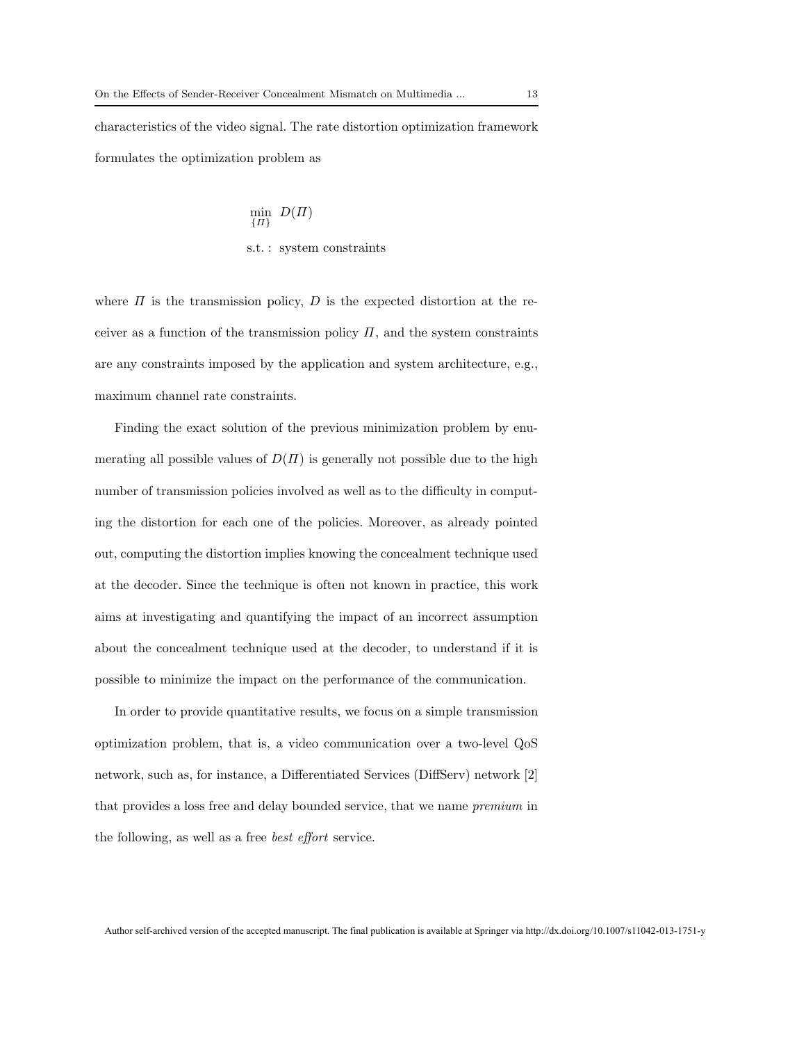characteristics of the video signal. The rate distortion optimization framework formulates the optimization problem as

$$
\begin{aligned}
&\min_{\{\Pi\}} \; D(\Pi) \\
&\text{s.t.}: \; \text{system constraints}
\end{aligned}
$$

where $\Pi$ is the transmission policy, $D$ is the expected distortion at the receiver as a function of the transmission policy $\Pi$, and the system constraints are any constraints imposed by the application and system architecture, e.g., maximum channel rate constraints.

Finding the exact solution of the previous minimization problem by enumerating all possible values of $D(\Pi)$ is generally not possible due to the high number of transmission policies involved as well as to the difficulty in computing the distortion for each one of the policies. Moreover, as already pointed out, computing the distortion implies knowing the concealment technique used at the decoder. Since the technique is often not known in practice, this work aims at investigating and quantifying the impact of an incorrect assumption about the concealment technique used at the decoder, to understand if it is possible to minimize the impact on the performance of the communication.

In order to provide quantitative results, we focus on a simple transmission optimization problem, that is, a video communication over a two-level QoS network, such as, for instance, a Differentiated Services (DiffServ) network [2] that provides a loss free and delay bounded service, that we name *premium* in the following, as well as a free *best effort* service.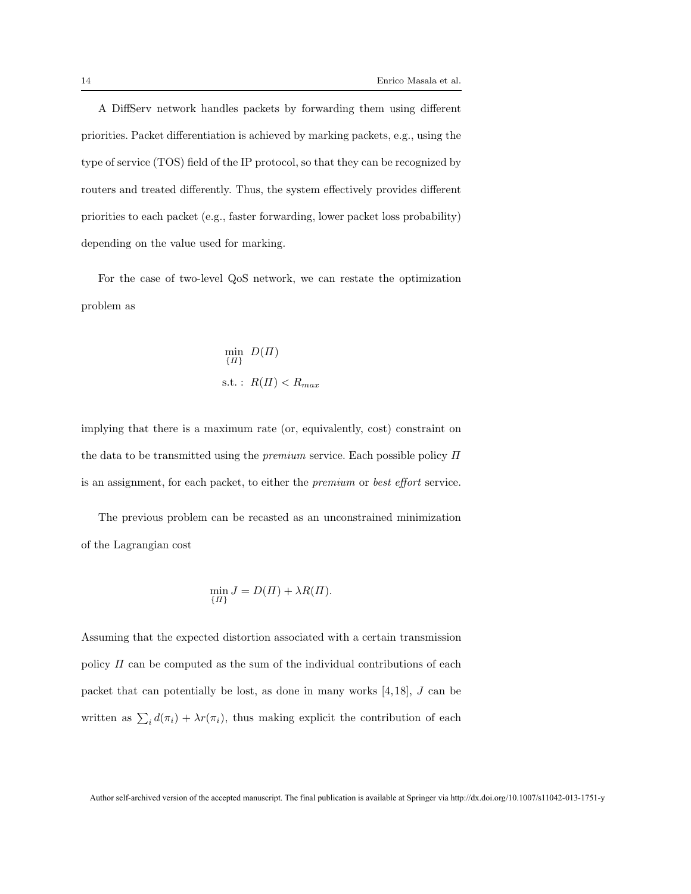A DiffServ network handles packets by forwarding them using different priorities. Packet differentiation is achieved by marking packets, e.g., using the type of service (TOS) field of the IP protocol, so that they can be recognized by routers and treated differently. Thus, the system effectively provides different priorities to each packet (e.g., faster forwarding, lower packet loss probability) depending on the value used for marking.

For the case of two-level QoS network, we can restate the optimization problem as

$$\begin{aligned} &\min_{\{\Pi\}} \; D(\Pi) \\ &\text{s.t.}: \; R(\Pi) < R_{max} \end{aligned}$$

implying that there is a maximum rate (or, equivalently, cost) constraint on the data to be transmitted using the *premium* service. Each possible policy $\Pi$ is an assignment, for each packet, to either the *premium* or *best effort* service.

The previous problem can be recasted as an unconstrained minimization of the Lagrangian cost

$$\min_{\{\Pi\}} J = D(\Pi) + \lambda R(\Pi).$$

Assuming that the expected distortion associated with a certain transmission policy $\Pi$ can be computed as the sum of the individual contributions of each packet that can potentially be lost, as done in many works [4,18], $J$ can be written as $\sum_i d(\pi_i) + \lambda r(\pi_i)$, thus making explicit the contribution of each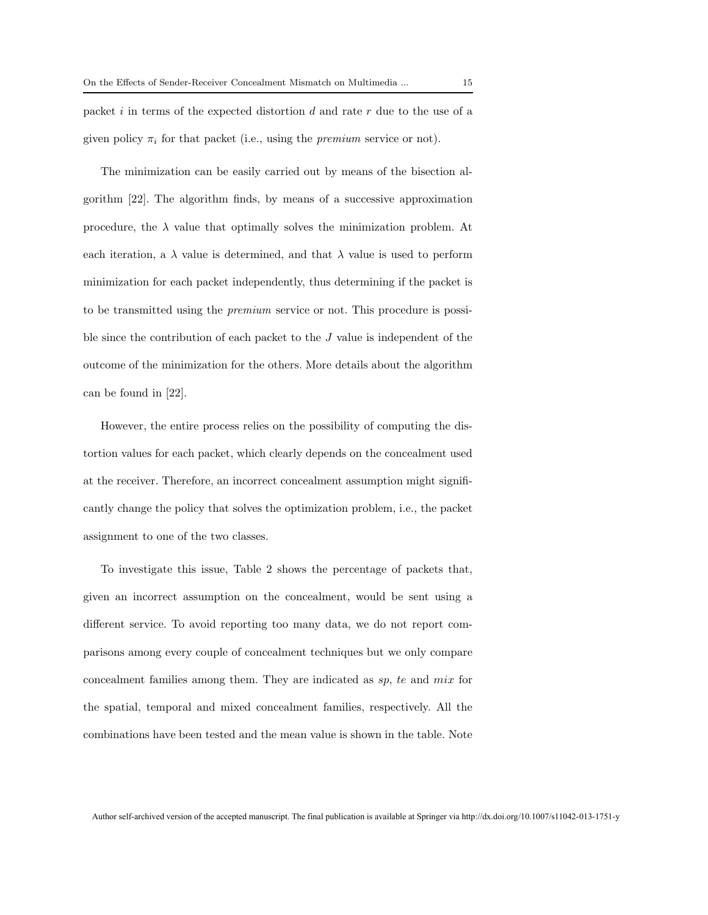packet $i$ in terms of the expected distortion $d$ and rate $r$ due to the use of a given policy $\pi_i$ for that packet (i.e., using the *premium* service or not).

The minimization can be easily carried out by means of the bisection algorithm [22]. The algorithm finds, by means of a successive approximation procedure, the $\lambda$ value that optimally solves the minimization problem. At each iteration, a $\lambda$ value is determined, and that $\lambda$ value is used to perform minimization for each packet independently, thus determining if the packet is to be transmitted using the *premium* service or not. This procedure is possible since the contribution of each packet to the $J$ value is independent of the outcome of the minimization for the others. More details about the algorithm can be found in [22].

However, the entire process relies on the possibility of computing the distortion values for each packet, which clearly depends on the concealment used at the receiver. Therefore, an incorrect concealment assumption might significantly change the policy that solves the optimization problem, i.e., the packet assignment to one of the two classes.

To investigate this issue, Table 2 shows the percentage of packets that, given an incorrect assumption on the concealment, would be sent using a different service. To avoid reporting too many data, we do not report comparisons among every couple of concealment techniques but we only compare concealment families among them. They are indicated as *sp*, *te* and *mix* for the spatial, temporal and mixed concealment families, respectively. All the combinations have been tested and the mean value is shown in the table. Note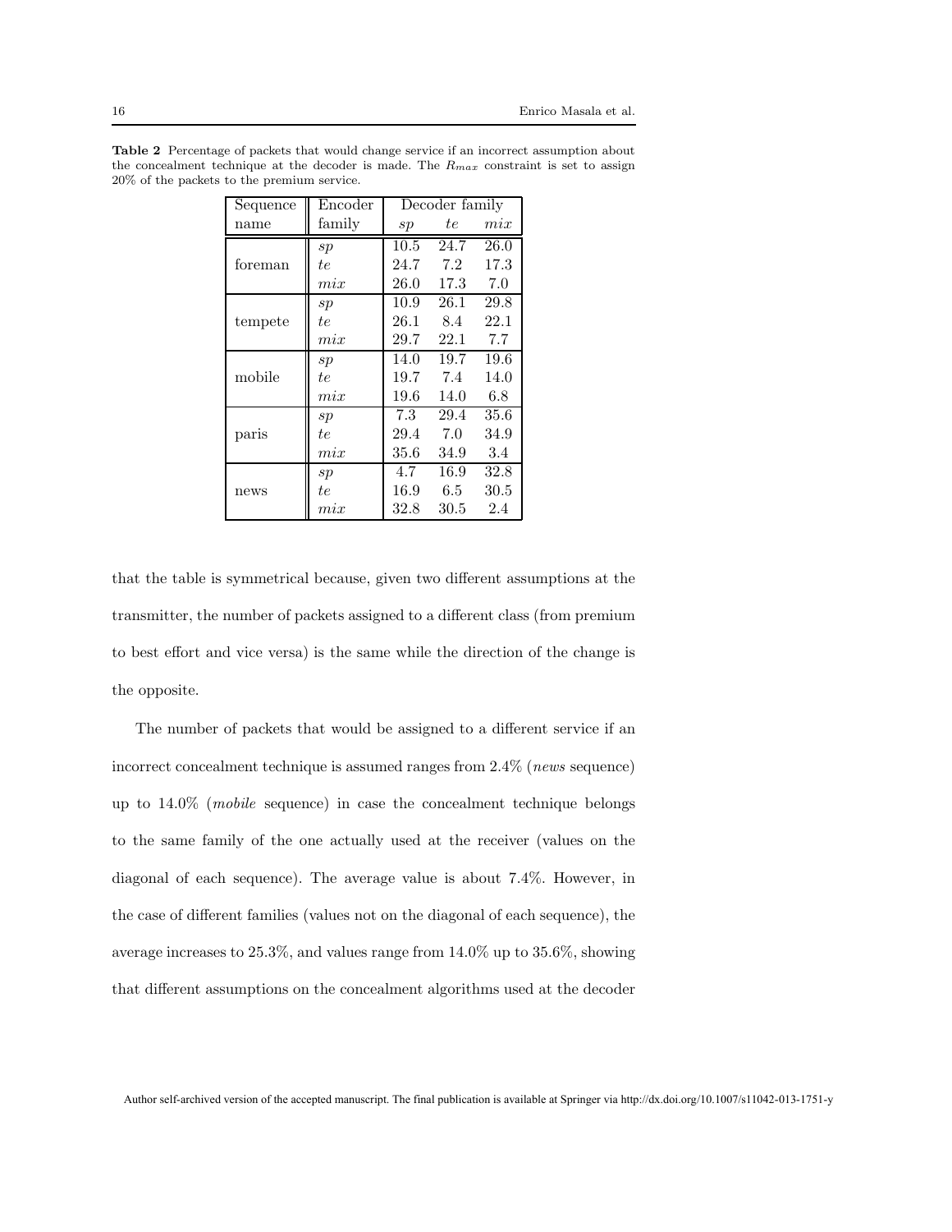**Table 2** Percentage of packets that would change service if an incorrect assumption about the concealment technique at the decoder is made. The $R_{max}$ constraint is set to assign 20% of the packets to the premium service.

| Sequence name | Encoder family | Decoder family | | |
|---|---|---|---|---|
| | | $sp$ | $te$ | $mix$ |
| foreman | $sp$ | 10.5 | 24.7 | 26.0 |
| | $te$ | 24.7 | 7.2 | 17.3 |
| | $mix$ | 26.0 | 17.3 | 7.0 |
| tempete | $sp$ | 10.9 | 26.1 | 29.8 |
| | $te$ | 26.1 | 8.4 | 22.1 |
| | $mix$ | 29.7 | 22.1 | 7.7 |
| mobile | $sp$ | 14.0 | 19.7 | 19.6 |
| | $te$ | 19.7 | 7.4 | 14.0 |
| | $mix$ | 19.6 | 14.0 | 6.8 |
| paris | $sp$ | 7.3 | 29.4 | 35.6 |
| | $te$ | 29.4 | 7.0 | 34.9 |
| | $mix$ | 35.6 | 34.9 | 3.4 |
| news | $sp$ | 4.7 | 16.9 | 32.8 |
| | $te$ | 16.9 | 6.5 | 30.5 |
| | $mix$ | 32.8 | 30.5 | 2.4 |

that the table is symmetrical because, given two different assumptions at the transmitter, the number of packets assigned to a different class (from premium to best effort and vice versa) is the same while the direction of the change is the opposite.

The number of packets that would be assigned to a different service if an incorrect concealment technique is assumed ranges from 2.4% (*news* sequence) up to 14.0% (*mobile* sequence) in case the concealment technique belongs to the same family of the one actually used at the receiver (values on the diagonal of each sequence). The average value is about 7.4%. However, in the case of different families (values not on the diagonal of each sequence), the average increases to 25.3%, and values range from 14.0% up to 35.6%, showing that different assumptions on the concealment algorithms used at the decoder

Author self-archived version of the accepted manuscript. The final publication is available at Springer via http://dx.doi.org/10.1007/s11042-013-1751-y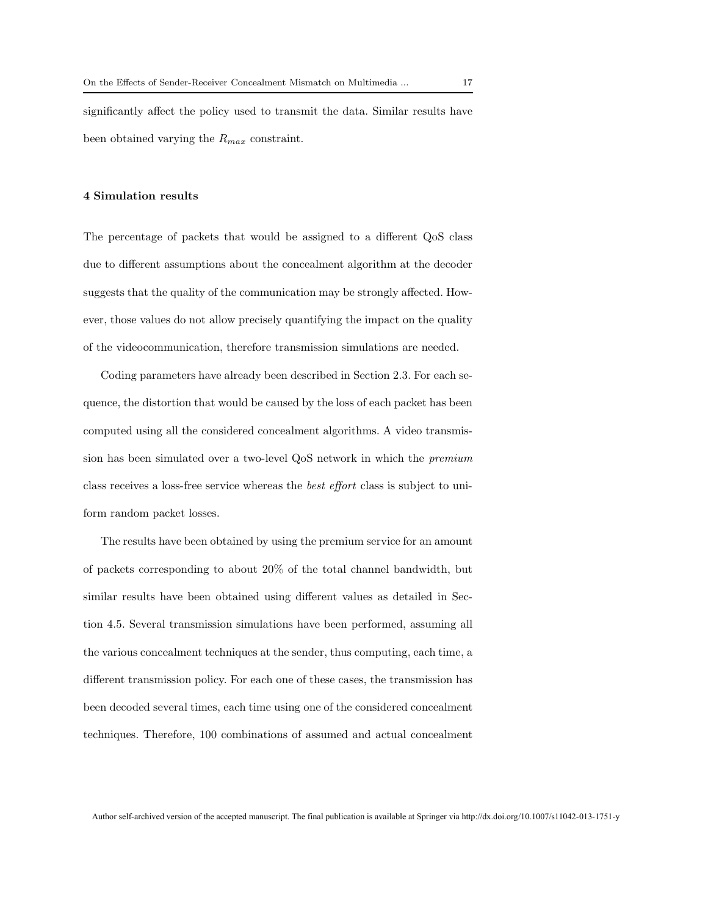significantly affect the policy used to transmit the data. Similar results have been obtained varying the $R_{max}$ constraint.

## 4 Simulation results

The percentage of packets that would be assigned to a different QoS class due to different assumptions about the concealment algorithm at the decoder suggests that the quality of the communication may be strongly affected. However, those values do not allow precisely quantifying the impact on the quality of the videocommunication, therefore transmission simulations are needed.

Coding parameters have already been described in Section 2.3. For each sequence, the distortion that would be caused by the loss of each packet has been computed using all the considered concealment algorithms. A video transmission has been simulated over a two-level QoS network in which the *premium* class receives a loss-free service whereas the *best effort* class is subject to uniform random packet losses.

The results have been obtained by using the premium service for an amount of packets corresponding to about 20% of the total channel bandwidth, but similar results have been obtained using different values as detailed in Section 4.5. Several transmission simulations have been performed, assuming all the various concealment techniques at the sender, thus computing, each time, a different transmission policy. For each one of these cases, the transmission has been decoded several times, each time using one of the considered concealment techniques. Therefore, 100 combinations of assumed and actual concealment

Author self-archived version of the accepted manuscript. The final publication is available at Springer via http://dx.doi.org/10.1007/s11042-013-1751-y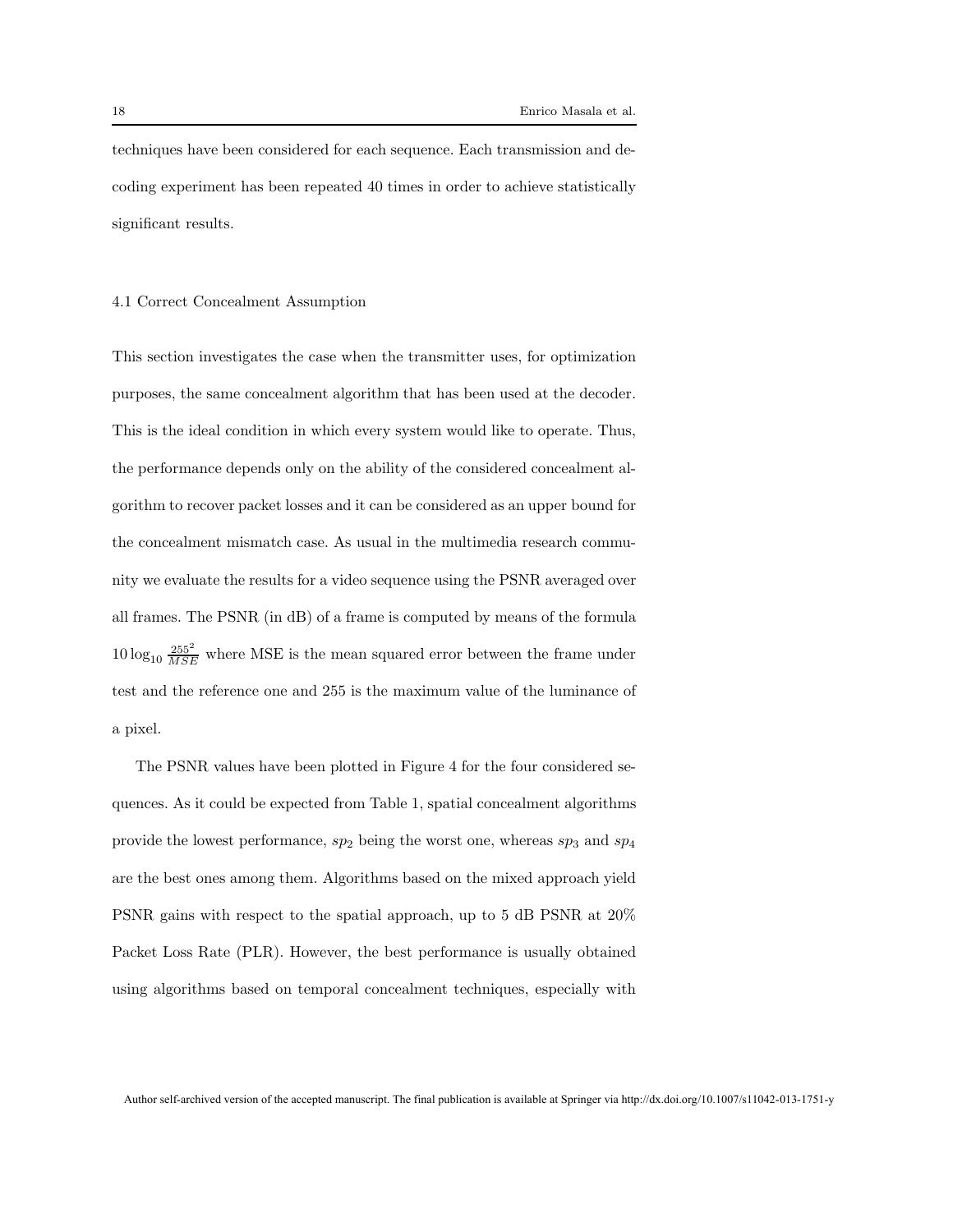techniques have been considered for each sequence. Each transmission and decoding experiment has been repeated 40 times in order to achieve statistically significant results.

### 4.1 Correct Concealment Assumption

This section investigates the case when the transmitter uses, for optimization purposes, the same concealment algorithm that has been used at the decoder. This is the ideal condition in which every system would like to operate. Thus, the performance depends only on the ability of the considered concealment algorithm to recover packet losses and it can be considered as an upper bound for the concealment mismatch case. As usual in the multimedia research community we evaluate the results for a video sequence using the PSNR averaged over all frames. The PSNR (in dB) of a frame is computed by means of the formula $10 \log_{10} \frac{255^2}{MSE}$ where MSE is the mean squared error between the frame under test and the reference one and 255 is the maximum value of the luminance of a pixel.

The PSNR values have been plotted in Figure 4 for the four considered sequences. As it could be expected from Table 1, spatial concealment algorithms provide the lowest performance, $sp_2$ being the worst one, whereas $sp_3$ and $sp_4$ are the best ones among them. Algorithms based on the mixed approach yield PSNR gains with respect to the spatial approach, up to 5 dB PSNR at 20% Packet Loss Rate (PLR). However, the best performance is usually obtained using algorithms based on temporal concealment techniques, especially with

Author self-archived version of the accepted manuscript. The final publication is available at Springer via http://dx.doi.org/10.1007/s11042-013-1751-y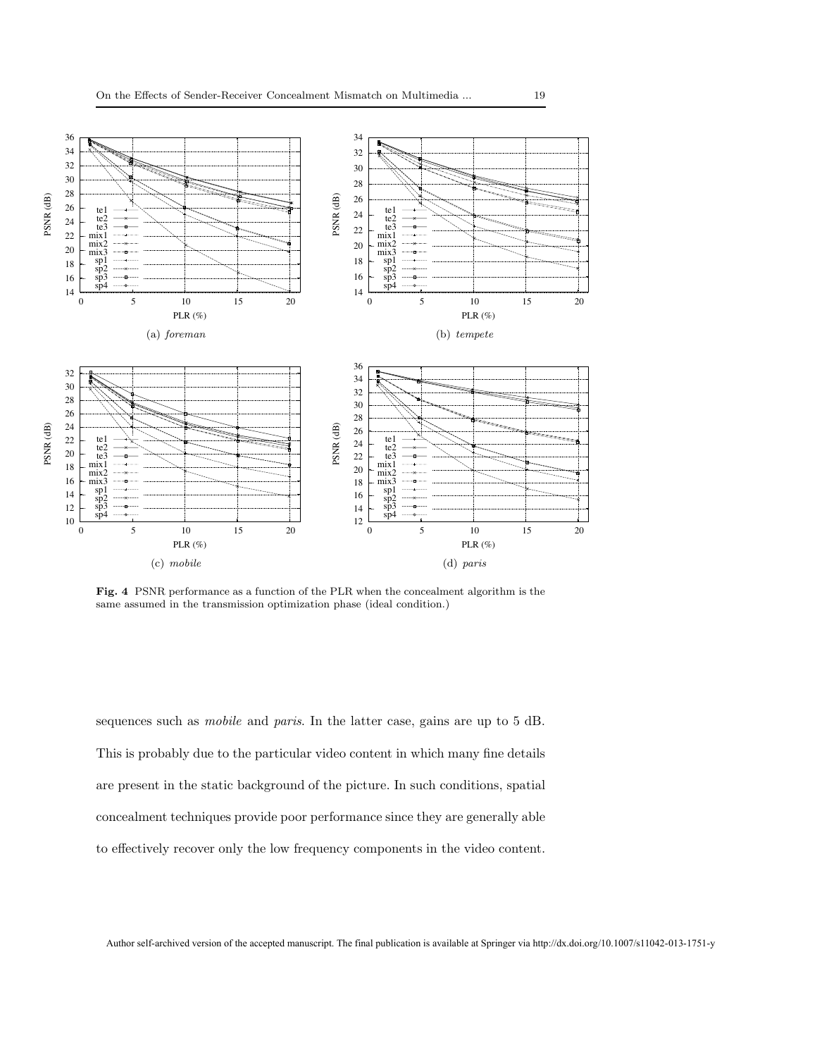(a) *foreman*

(b) *tempete*

(c) *mobile*

(d) *paris*

**Fig. 4** PSNR performance as a function of the PLR when the concealment algorithm is the same assumed in the transmission optimization phase (ideal condition.)

sequences such as *mobile* and *paris*. In the latter case, gains are up to 5 dB. This is probably due to the particular video content in which many fine details are present in the static background of the picture. In such conditions, spatial concealment techniques provide poor performance since they are generally able to effectively recover only the low frequency components in the video content.

Author self-archived version of the accepted manuscript. The final publication is available at Springer via http://dx.doi.org/10.1007/s11042-013-1751-y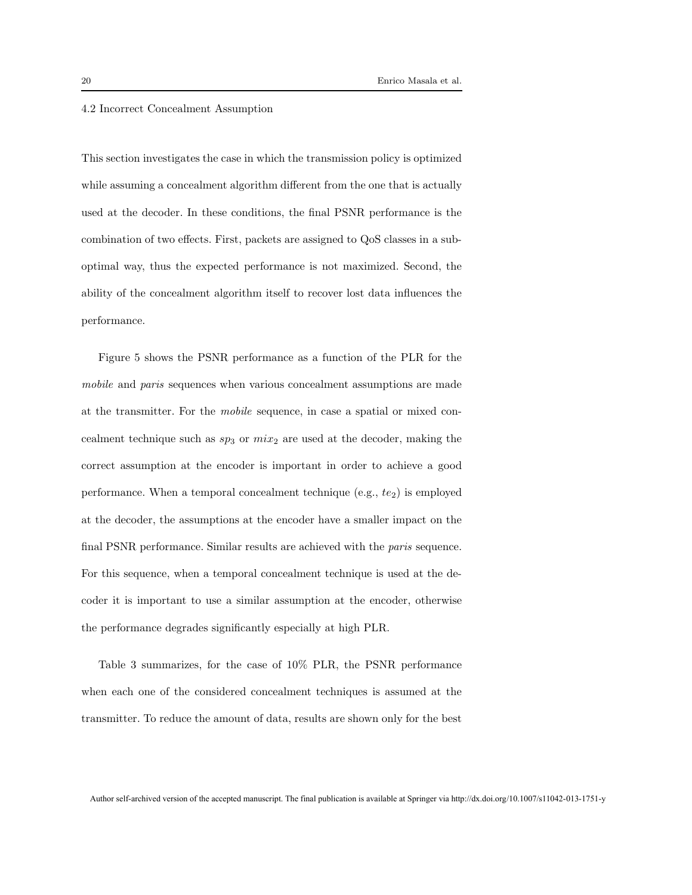### 4.2 Incorrect Concealment Assumption

This section investigates the case in which the transmission policy is optimized while assuming a concealment algorithm different from the one that is actually used at the decoder. In these conditions, the final PSNR performance is the combination of two effects. First, packets are assigned to QoS classes in a suboptimal way, thus the expected performance is not maximized. Second, the ability of the concealment algorithm itself to recover lost data influences the performance.

Figure 5 shows the PSNR performance as a function of the PLR for the *mobile* and *paris* sequences when various concealment assumptions are made at the transmitter. For the *mobile* sequence, in case a spatial or mixed concealment technique such as $sp_3$ or $mix_2$ are used at the decoder, making the correct assumption at the encoder is important in order to achieve a good performance. When a temporal concealment technique (e.g., $te_2$) is employed at the decoder, the assumptions at the encoder have a smaller impact on the final PSNR performance. Similar results are achieved with the *paris* sequence. For this sequence, when a temporal concealment technique is used at the decoder it is important to use a similar assumption at the encoder, otherwise the performance degrades significantly especially at high PLR.

Table 3 summarizes, for the case of 10% PLR, the PSNR performance when each one of the considered concealment techniques is assumed at the transmitter. To reduce the amount of data, results are shown only for the best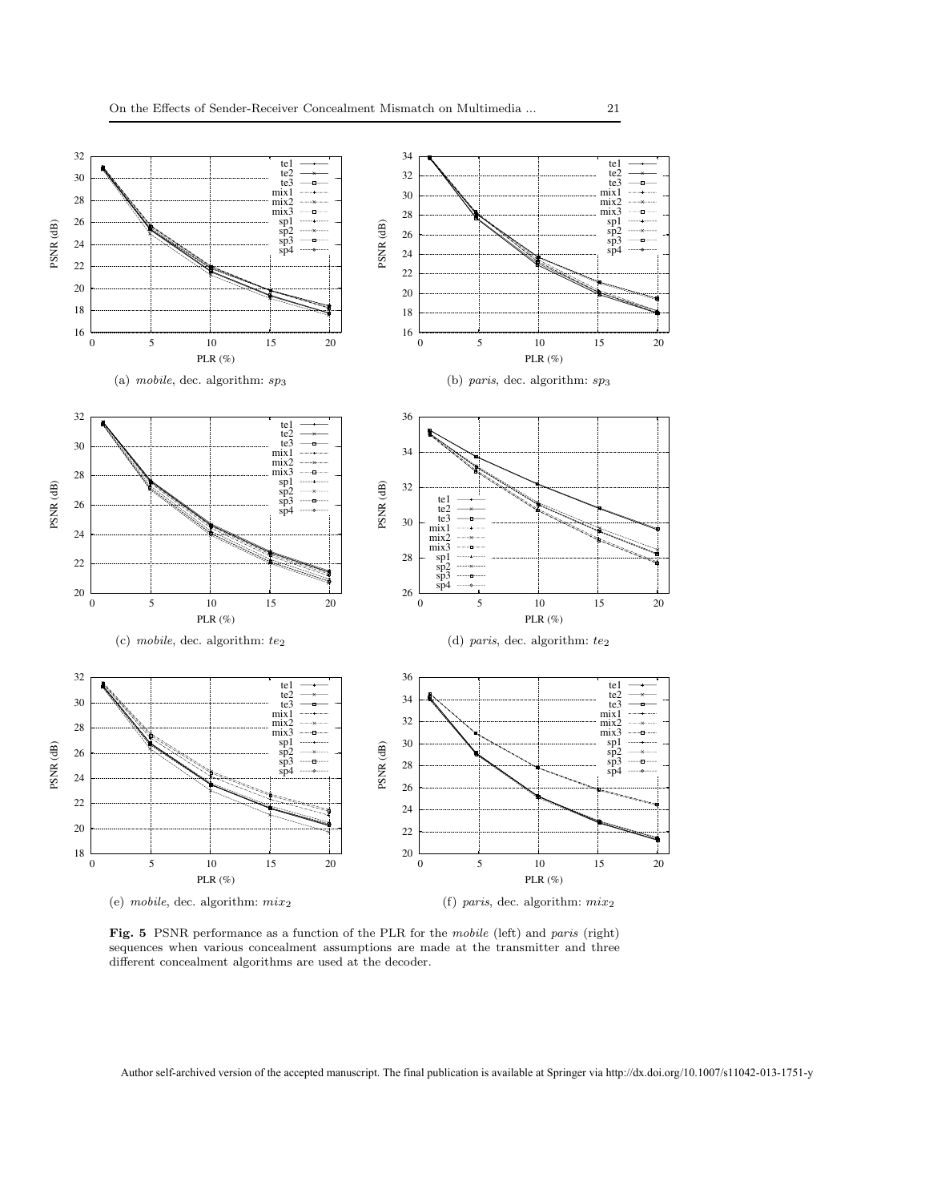(a) *mobile*, dec. algorithm: $sp_3$

(b) *paris*, dec. algorithm: $sp_3$

(c) *mobile*, dec. algorithm: $te_2$

(d) *paris*, dec. algorithm: $te_2$

(e) *mobile*, dec. algorithm: $mix_2$

(f) *paris*, dec. algorithm: $mix_2$

**Fig. 5** PSNR performance as a function of the PLR for the *mobile* (left) and *paris* (right) sequences when various concealment assumptions are made at the transmitter and three different concealment algorithms are used at the decoder.

Author self-archived version of the accepted manuscript. The final publication is available at Springer via http://dx.doi.org/10.1007/s11042-013-1751-y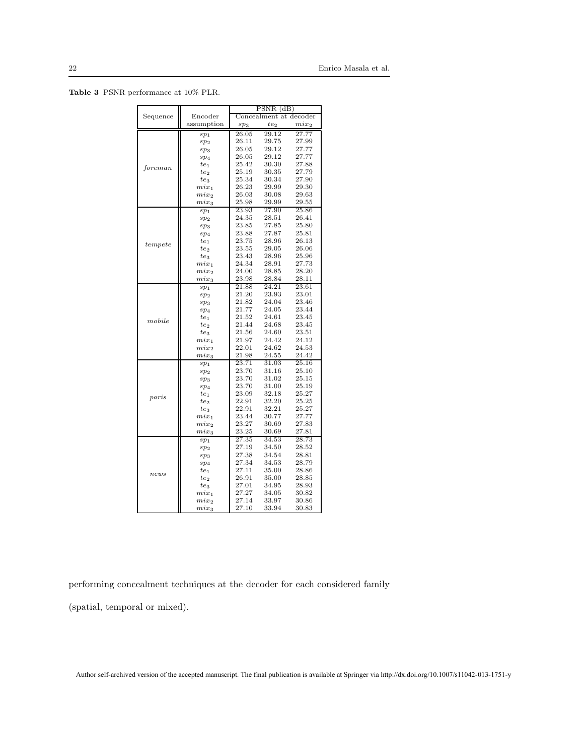**Table 3** PSNR performance at 10% PLR.

| Sequence | Encoder assumption | PSNR (dB) Concealment at decoder $sp_3$ | $te_2$ | $mix_2$ |
|---|---|---|---|---|
| *foreman* | $sp_1$ | 26.05 | 29.12 | 27.77 |
| | $sp_2$ | 26.11 | 29.75 | 27.99 |
| | $sp_3$ | 26.05 | 29.12 | 27.77 |
| | $sp_4$ | 26.05 | 29.12 | 27.77 |
| | $te_1$ | 25.42 | 30.30 | 27.88 |
| | $te_2$ | 25.19 | 30.35 | 27.79 |
| | $te_3$ | 25.34 | 30.34 | 27.90 |
| | $mix_1$ | 26.23 | 29.99 | 29.30 |
| | $mix_2$ | 26.03 | 30.08 | 29.63 |
| | $mix_3$ | 25.98 | 29.99 | 29.55 |
| *tempete* | $sp_1$ | 23.93 | 27.90 | 25.86 |
| | $sp_2$ | 24.35 | 28.51 | 26.41 |
| | $sp_3$ | 23.85 | 27.85 | 25.80 |
| | $sp_4$ | 23.88 | 27.87 | 25.81 |
| | $te_1$ | 23.75 | 28.96 | 26.13 |
| | $te_2$ | 23.55 | 29.05 | 26.06 |
| | $te_3$ | 23.43 | 28.96 | 25.96 |
| | $mix_1$ | 24.34 | 28.91 | 27.73 |
| | $mix_2$ | 24.00 | 28.85 | 28.20 |
| | $mix_3$ | 23.98 | 28.84 | 28.11 |
| *mobile* | $sp_1$ | 21.88 | 24.21 | 23.61 |
| | $sp_2$ | 21.20 | 23.93 | 23.01 |
| | $sp_3$ | 21.82 | 24.04 | 23.46 |
| | $sp_4$ | 21.77 | 24.05 | 23.44 |
| | $te_1$ | 21.52 | 24.61 | 23.45 |
| | $te_2$ | 21.44 | 24.68 | 23.45 |
| | $te_3$ | 21.56 | 24.60 | 23.51 |
| | $mix_1$ | 21.97 | 24.42 | 24.12 |
| | $mix_2$ | 22.01 | 24.62 | 24.53 |
| | $mix_3$ | 21.98 | 24.55 | 24.42 |
| *paris* | $sp_1$ | 23.71 | 31.03 | 25.16 |
| | $sp_2$ | 23.70 | 31.16 | 25.10 |
| | $sp_3$ | 23.70 | 31.02 | 25.15 |
| | $sp_4$ | 23.70 | 31.00 | 25.19 |
| | $te_1$ | 23.09 | 32.18 | 25.27 |
| | $te_2$ | 22.91 | 32.20 | 25.25 |
| | $te_3$ | 22.91 | 32.21 | 25.27 |
| | $mix_1$ | 23.44 | 30.77 | 27.77 |
| | $mix_2$ | 23.27 | 30.69 | 27.83 |
| | $mix_3$ | 23.25 | 30.69 | 27.81 |
| *news* | $sp_1$ | 27.35 | 34.53 | 28.73 |
| | $sp_2$ | 27.19 | 34.50 | 28.52 |
| | $sp_3$ | 27.38 | 34.54 | 28.81 |
| | $sp_4$ | 27.34 | 34.53 | 28.79 |
| | $te_1$ | 27.11 | 35.00 | 28.86 |
| | $te_2$ | 26.91 | 35.00 | 28.85 |
| | $te_3$ | 27.01 | 34.95 | 28.93 |
| | $mix_1$ | 27.27 | 34.05 | 30.82 |
| | $mix_2$ | 27.14 | 33.97 | 30.86 |
| | $mix_3$ | 27.10 | 33.94 | 30.83 |

performing concealment techniques at the decoder for each considered family (spatial, temporal or mixed).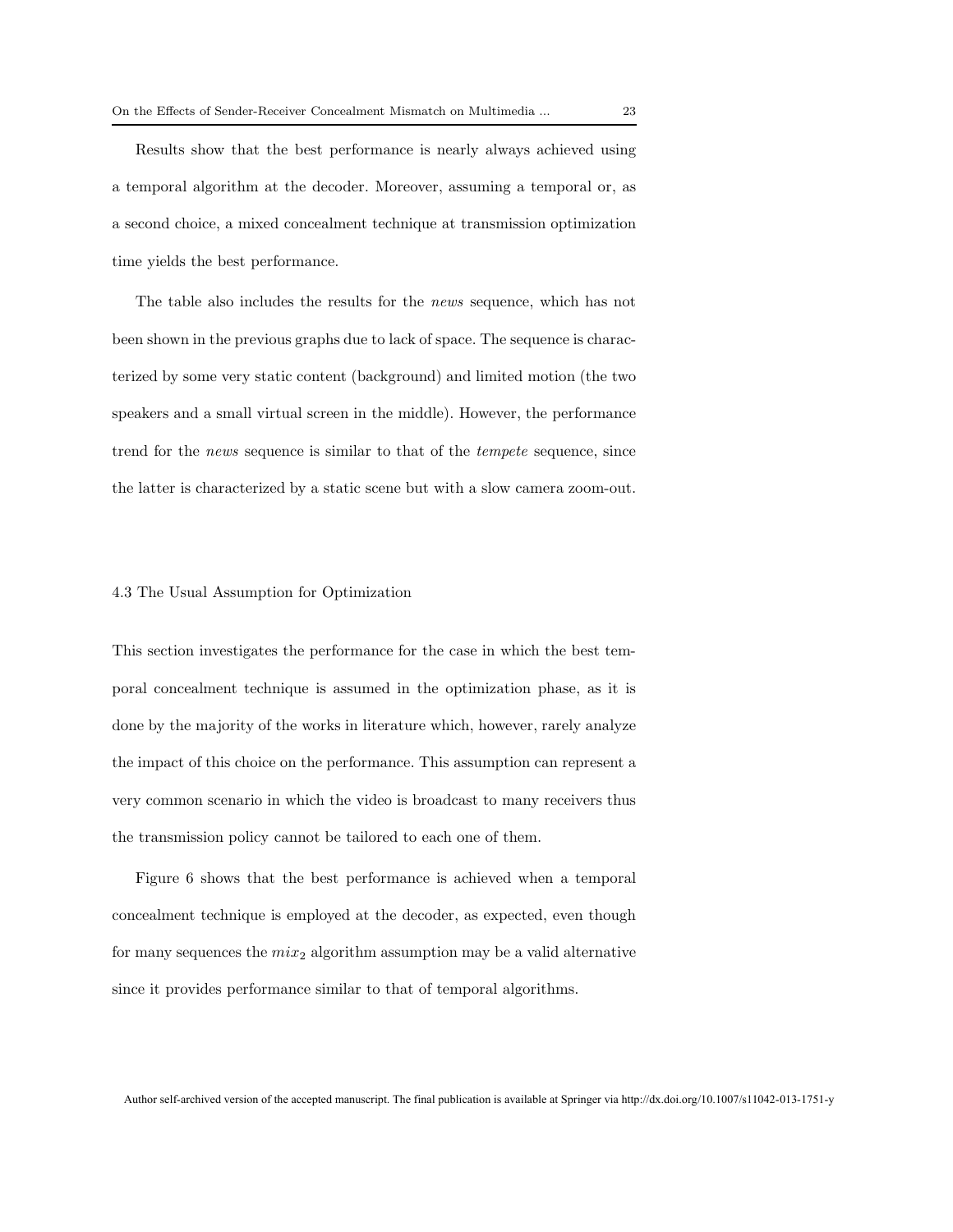Results show that the best performance is nearly always achieved using a temporal algorithm at the decoder. Moreover, assuming a temporal or, as a second choice, a mixed concealment technique at transmission optimization time yields the best performance.

The table also includes the results for the *news* sequence, which has not been shown in the previous graphs due to lack of space. The sequence is characterized by some very static content (background) and limited motion (the two speakers and a small virtual screen in the middle). However, the performance trend for the *news* sequence is similar to that of the *tempete* sequence, since the latter is characterized by a static scene but with a slow camera zoom-out.

### 4.3 The Usual Assumption for Optimization

This section investigates the performance for the case in which the best temporal concealment technique is assumed in the optimization phase, as it is done by the majority of the works in literature which, however, rarely analyze the impact of this choice on the performance. This assumption can represent a very common scenario in which the video is broadcast to many receivers thus the transmission policy cannot be tailored to each one of them.

Figure 6 shows that the best performance is achieved when a temporal concealment technique is employed at the decoder, as expected, even though for many sequences the $mix_2$ algorithm assumption may be a valid alternative since it provides performance similar to that of temporal algorithms.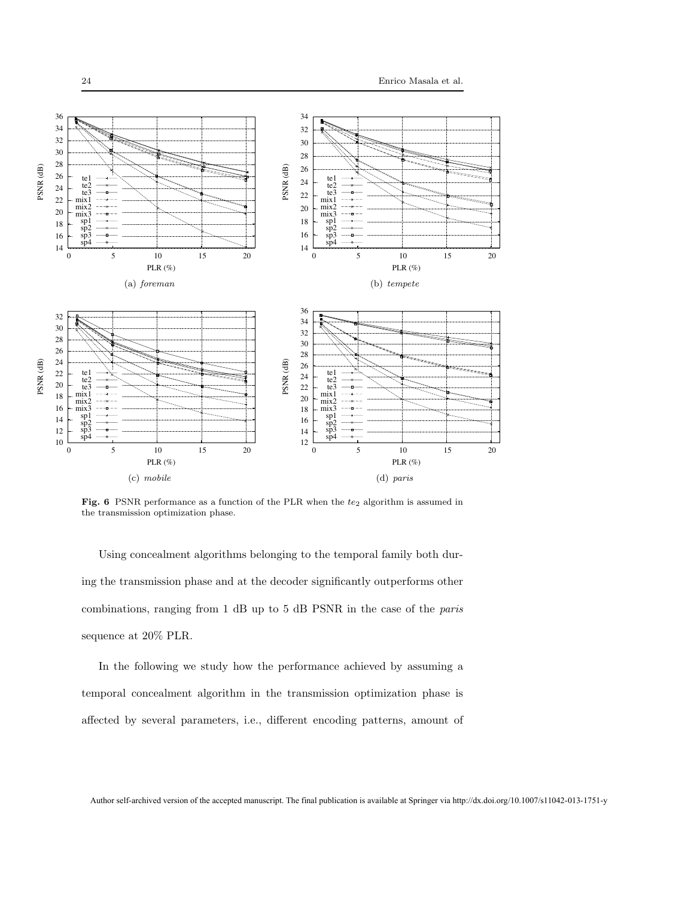(a) *foreman*

(b) *tempete*

(c) *mobile*

(d) *paris*

**Fig. 6** PSNR performance as a function of the PLR when the $te_2$ algorithm is assumed in the transmission optimization phase.

Using concealment algorithms belonging to the temporal family both during the transmission phase and at the decoder significantly outperforms other combinations, ranging from 1 dB up to 5 dB PSNR in the case of the *paris* sequence at 20% PLR.

In the following we study how the performance achieved by assuming a temporal concealment algorithm in the transmission optimization phase is affected by several parameters, i.e., different encoding patterns, amount of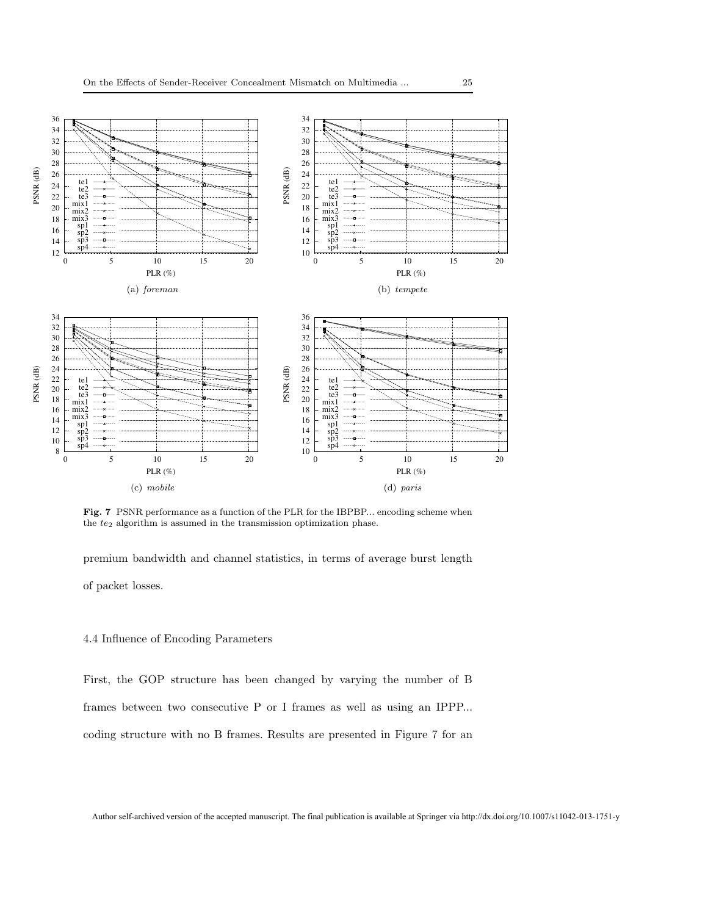**Fig. 7** PSNR performance as a function of the PLR for the IBPBP... encoding scheme when the $te_2$ algorithm is assumed in the transmission optimization phase.

premium bandwidth and channel statistics, in terms of average burst length of packet losses.

### 4.4 Influence of Encoding Parameters

First, the GOP structure has been changed by varying the number of B frames between two consecutive P or I frames as well as using an IPPP... coding structure with no B frames. Results are presented in Figure 7 for an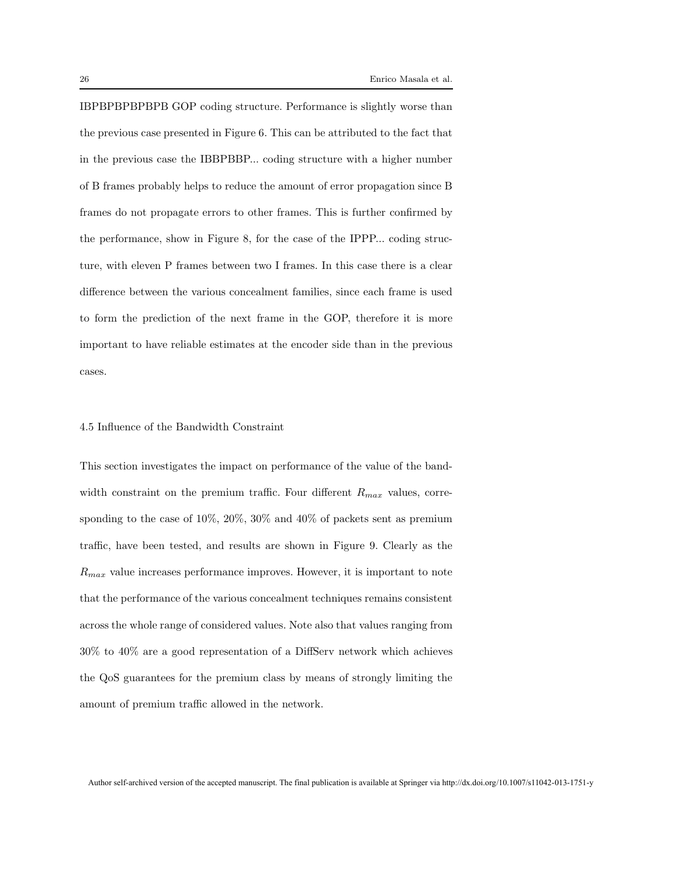IBPBPBPBPBPB GOP coding structure. Performance is slightly worse than the previous case presented in Figure 6. This can be attributed to the fact that in the previous case the IBBPBBP... coding structure with a higher number of B frames probably helps to reduce the amount of error propagation since B frames do not propagate errors to other frames. This is further confirmed by the performance, show in Figure 8, for the case of the IPPP... coding structure, with eleven P frames between two I frames. In this case there is a clear difference between the various concealment families, since each frame is used to form the prediction of the next frame in the GOP, therefore it is more important to have reliable estimates at the encoder side than in the previous cases.

### 4.5 Influence of the Bandwidth Constraint

This section investigates the impact on performance of the value of the bandwidth constraint on the premium traffic. Four different $R_{max}$ values, corresponding to the case of 10%, 20%, 30% and 40% of packets sent as premium traffic, have been tested, and results are shown in Figure 9. Clearly as the $R_{max}$ value increases performance improves. However, it is important to note that the performance of the various concealment techniques remains consistent across the whole range of considered values. Note also that values ranging from 30% to 40% are a good representation of a DiffServ network which achieves the QoS guarantees for the premium class by means of strongly limiting the amount of premium traffic allowed in the network.

Author self-archived version of the accepted manuscript. The final publication is available at Springer via http://dx.doi.org/10.1007/s11042-013-1751-y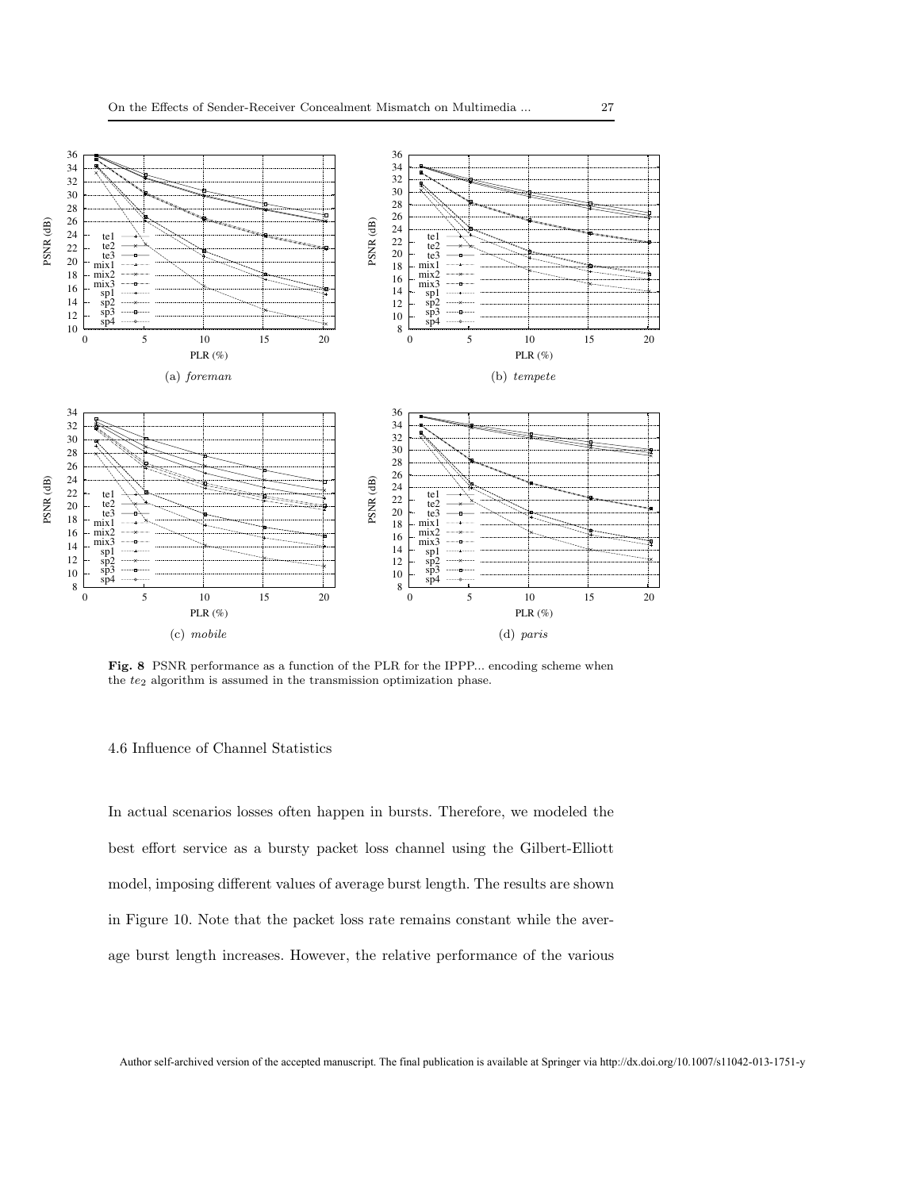**Fig. 8** PSNR performance as a function of the PLR for the IPPP... encoding scheme when the $te_2$ algorithm is assumed in the transmission optimization phase.

### 4.6 Influence of Channel Statistics

In actual scenarios losses often happen in bursts. Therefore, we modeled the best effort service as a bursty packet loss channel using the Gilbert-Elliott model, imposing different values of average burst length. The results are shown in Figure 10. Note that the packet loss rate remains constant while the average burst length increases. However, the relative performance of the various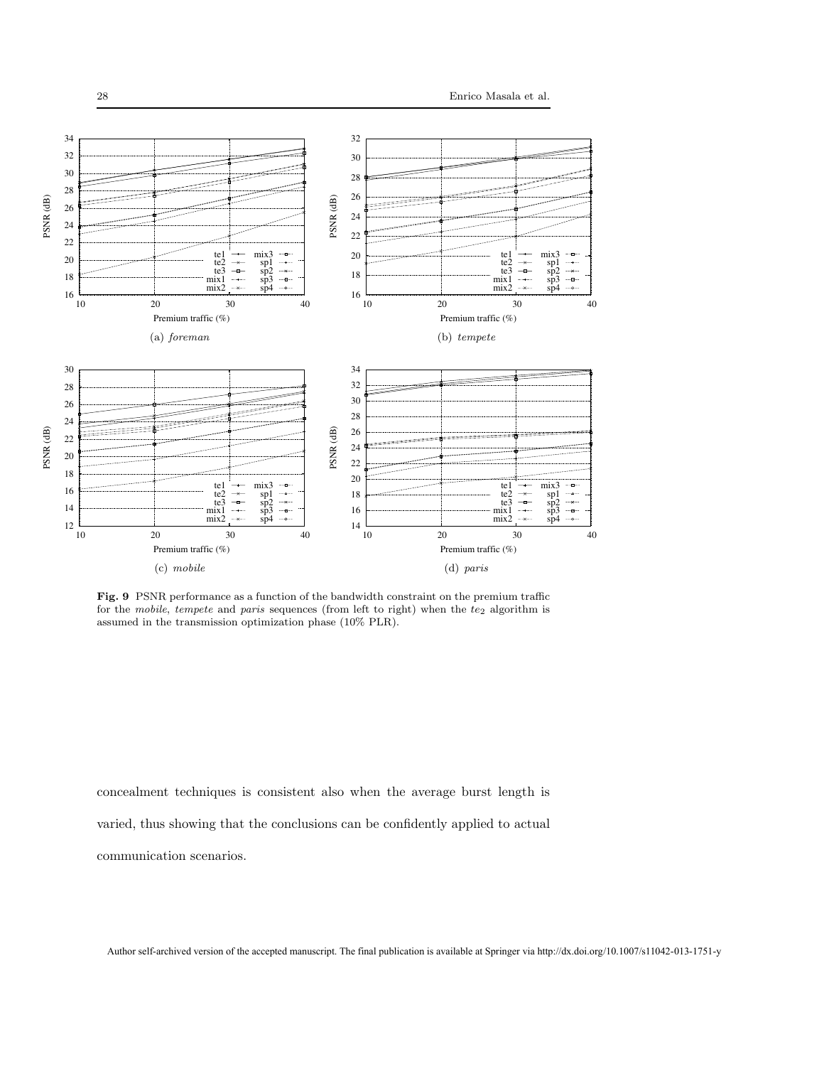**Fig. 9** PSNR performance as a function of the bandwidth constraint on the premium traffic for the *mobile*, *tempete* and *paris* sequences (from left to right) when the $te_2$ algorithm is assumed in the transmission optimization phase (10% PLR).

concealment techniques is consistent also when the average burst length is varied, thus showing that the conclusions can be confidently applied to actual communication scenarios.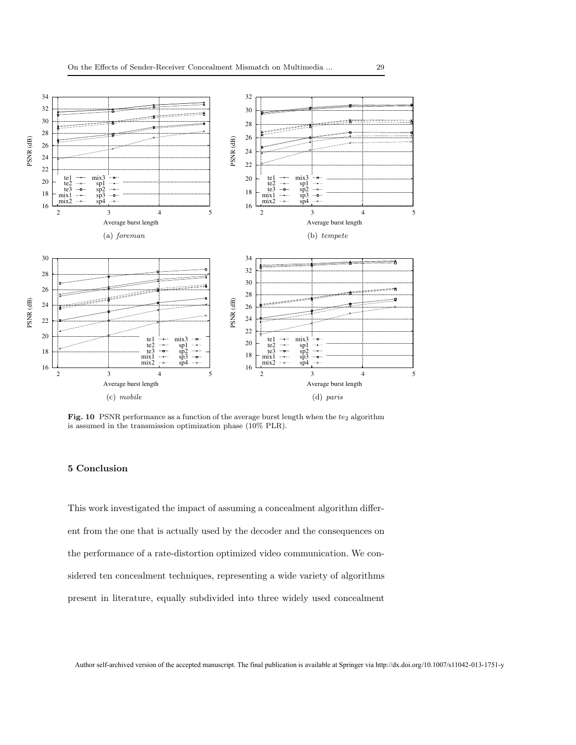(a) *foreman*

(b) *tempete*

(c) *mobile*

(d) *paris*

**Fig. 10** PSNR performance as a function of the average burst length when the $te_2$ algorithm is assumed in the transmission optimization phase (10% PLR).

## 5 Conclusion

This work investigated the impact of assuming a concealment algorithm different from the one that is actually used by the decoder and the consequences on the performance of a rate-distortion optimized video communication. We considered ten concealment techniques, representing a wide variety of algorithms present in literature, equally subdivided into three widely used concealment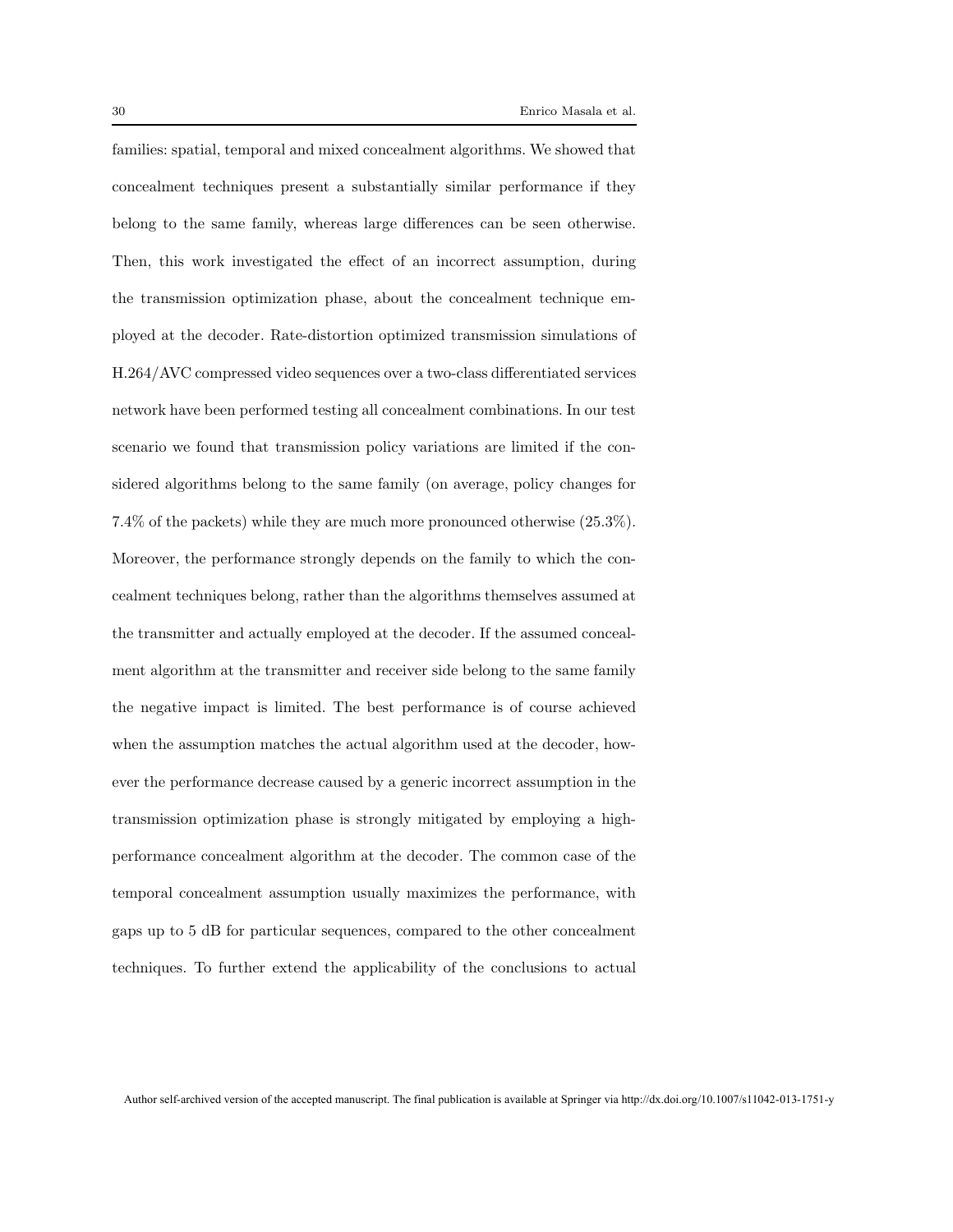families: spatial, temporal and mixed concealment algorithms. We showed that concealment techniques present a substantially similar performance if they belong to the same family, whereas large differences can be seen otherwise. Then, this work investigated the effect of an incorrect assumption, during the transmission optimization phase, about the concealment technique employed at the decoder. Rate-distortion optimized transmission simulations of H.264/AVC compressed video sequences over a two-class differentiated services network have been performed testing all concealment combinations. In our test scenario we found that transmission policy variations are limited if the considered algorithms belong to the same family (on average, policy changes for 7.4% of the packets) while they are much more pronounced otherwise (25.3%). Moreover, the performance strongly depends on the family to which the concealment techniques belong, rather than the algorithms themselves assumed at the transmitter and actually employed at the decoder. If the assumed concealment algorithm at the transmitter and receiver side belong to the same family the negative impact is limited. The best performance is of course achieved when the assumption matches the actual algorithm used at the decoder, however the performance decrease caused by a generic incorrect assumption in the transmission optimization phase is strongly mitigated by employing a high-performance concealment algorithm at the decoder. The common case of the temporal concealment assumption usually maximizes the performance, with gaps up to 5 dB for particular sequences, compared to the other concealment techniques. To further extend the applicability of the conclusions to actual

Author self-archived version of the accepted manuscript. The final publication is available at Springer via http://dx.doi.org/10.1007/s11042-013-1751-y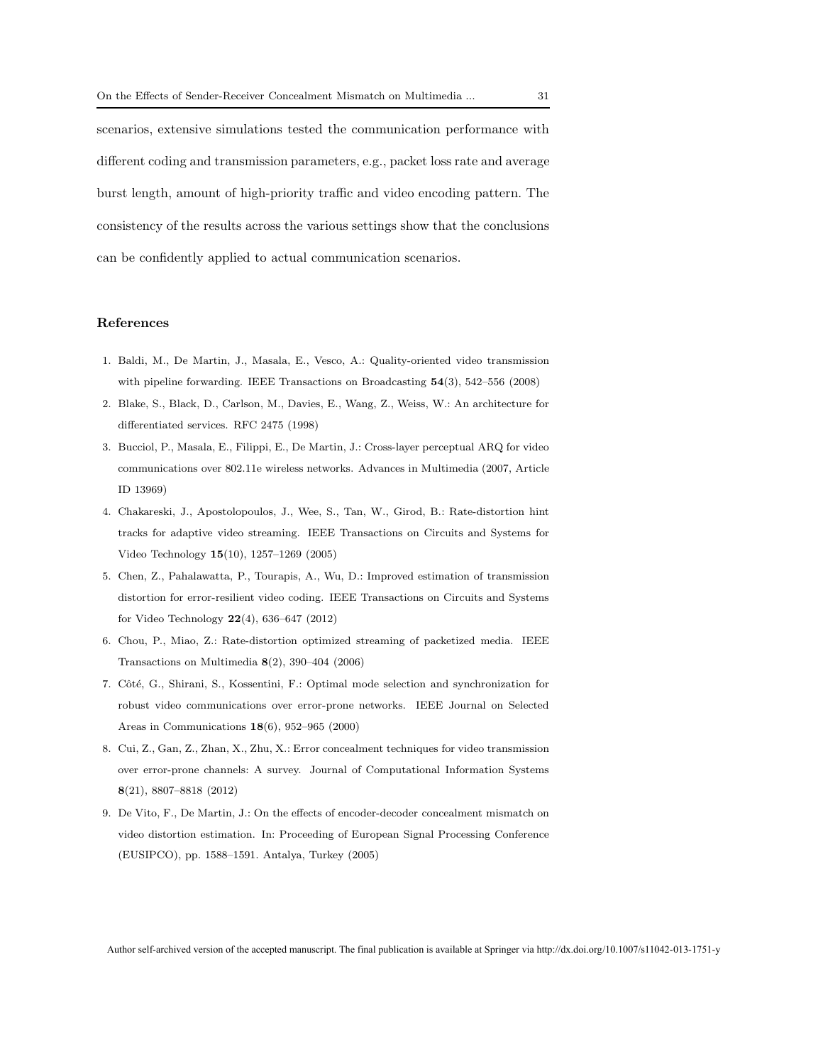scenarios, extensive simulations tested the communication performance with different coding and transmission parameters, e.g., packet loss rate and average burst length, amount of high-priority traffic and video encoding pattern. The consistency of the results across the various settings show that the conclusions can be confidently applied to actual communication scenarios.

## References

1. Baldi, M., De Martin, J., Masala, E., Vesco, A.: Quality-oriented video transmission with pipeline forwarding. IEEE Transactions on Broadcasting **54**(3), 542–556 (2008)
2. Blake, S., Black, D., Carlson, M., Davies, E., Wang, Z., Weiss, W.: An architecture for differentiated services. RFC 2475 (1998)
3. Bucciol, P., Masala, E., Filippi, E., De Martin, J.: Cross-layer perceptual ARQ for video communications over 802.11e wireless networks. Advances in Multimedia (2007, Article ID 13969)
4. Chakareski, J., Apostolopoulos, J., Wee, S., Tan, W., Girod, B.: Rate-distortion hint tracks for adaptive video streaming. IEEE Transactions on Circuits and Systems for Video Technology **15**(10), 1257–1269 (2005)
5. Chen, Z., Pahalawatta, P., Tourapis, A., Wu, D.: Improved estimation of transmission distortion for error-resilient video coding. IEEE Transactions on Circuits and Systems for Video Technology **22**(4), 636–647 (2012)
6. Chou, P., Miao, Z.: Rate-distortion optimized streaming of packetized media. IEEE Transactions on Multimedia **8**(2), 390–404 (2006)
7. Côté, G., Shirani, S., Kossentini, F.: Optimal mode selection and synchronization for robust video communications over error-prone networks. IEEE Journal on Selected Areas in Communications **18**(6), 952–965 (2000)
8. Cui, Z., Gan, Z., Zhan, X., Zhu, X.: Error concealment techniques for video transmission over error-prone channels: A survey. Journal of Computational Information Systems **8**(21), 8807–8818 (2012)
9. De Vito, F., De Martin, J.: On the effects of encoder-decoder concealment mismatch on video distortion estimation. In: Proceeding of European Signal Processing Conference (EUSIPCO), pp. 1588–1591. Antalya, Turkey (2005)

Author self-archived version of the accepted manuscript. The final publication is available at Springer via http://dx.doi.org/10.1007/s11042-013-1751-y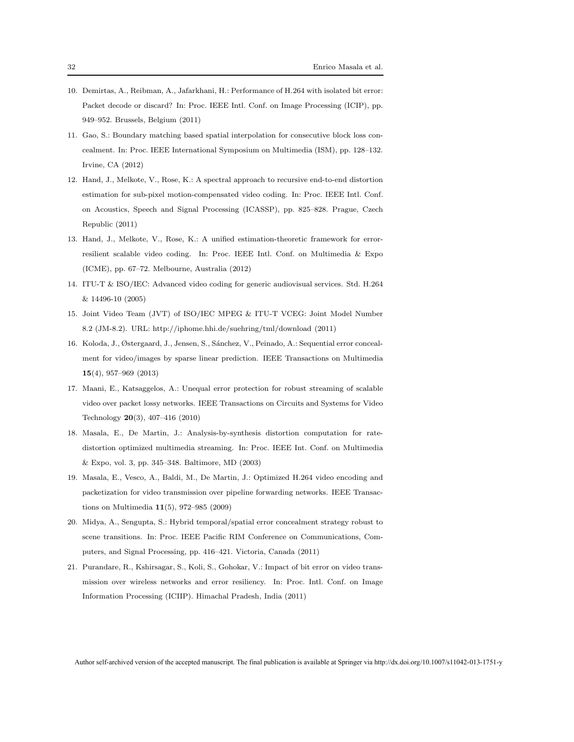10. Demirtas, A., Reibman, A., Jafarkhani, H.: Performance of H.264 with isolated bit error: Packet decode or discard? In: Proc. IEEE Intl. Conf. on Image Processing (ICIP), pp. 949–952. Brussels, Belgium (2011)
11. Gao, S.: Boundary matching based spatial interpolation for consecutive block loss concealment. In: Proc. IEEE International Symposium on Multimedia (ISM), pp. 128–132. Irvine, CA (2012)
12. Hand, J., Melkote, V., Rose, K.: A spectral approach to recursive end-to-end distortion estimation for sub-pixel motion-compensated video coding. In: Proc. IEEE Intl. Conf. on Acoustics, Speech and Signal Processing (ICASSP), pp. 825–828. Prague, Czech Republic (2011)
13. Hand, J., Melkote, V., Rose, K.: A unified estimation-theoretic framework for error-resilient scalable video coding. In: Proc. IEEE Intl. Conf. on Multimedia & Expo (ICME), pp. 67–72. Melbourne, Australia (2012)
14. ITU-T & ISO/IEC: Advanced video coding for generic audiovisual services. Std. H.264 & 14496-10 (2005)
15. Joint Video Team (JVT) of ISO/IEC MPEG & ITU-T VCEG: Joint Model Number 8.2 (JM-8.2). URL: http://iphome.hhi.de/suehring/tml/download (2011)
16. Koloda, J., Østergaard, J., Jensen, S., Sánchez, V., Peinado, A.: Sequential error concealment for video/images by sparse linear prediction. IEEE Transactions on Multimedia **15**(4), 957–969 (2013)
17. Maani, E., Katsaggelos, A.: Unequal error protection for robust streaming of scalable video over packet lossy networks. IEEE Transactions on Circuits and Systems for Video Technology **20**(3), 407–416 (2010)
18. Masala, E., De Martin, J.: Analysis-by-synthesis distortion computation for rate-distortion optimized multimedia streaming. In: Proc. IEEE Int. Conf. on Multimedia & Expo, vol. 3, pp. 345–348. Baltimore, MD (2003)
19. Masala, E., Vesco, A., Baldi, M., De Martin, J.: Optimized H.264 video encoding and packetization for video transmission over pipeline forwarding networks. IEEE Transactions on Multimedia **11**(5), 972–985 (2009)
20. Midya, A., Sengupta, S.: Hybrid temporal/spatial error concealment strategy robust to scene transitions. In: Proc. IEEE Pacific RIM Conference on Communications, Computers, and Signal Processing, pp. 416–421. Victoria, Canada (2011)
21. Purandare, R., Kshirsagar, S., Koli, S., Gohokar, V.: Impact of bit error on video transmission over wireless networks and error resiliency. In: Proc. Intl. Conf. on Image Information Processing (ICIIP). Himachal Pradesh, India (2011)

Author self-archived version of the accepted manuscript. The final publication is available at Springer via http://dx.doi.org/10.1007/s11042-013-1751-y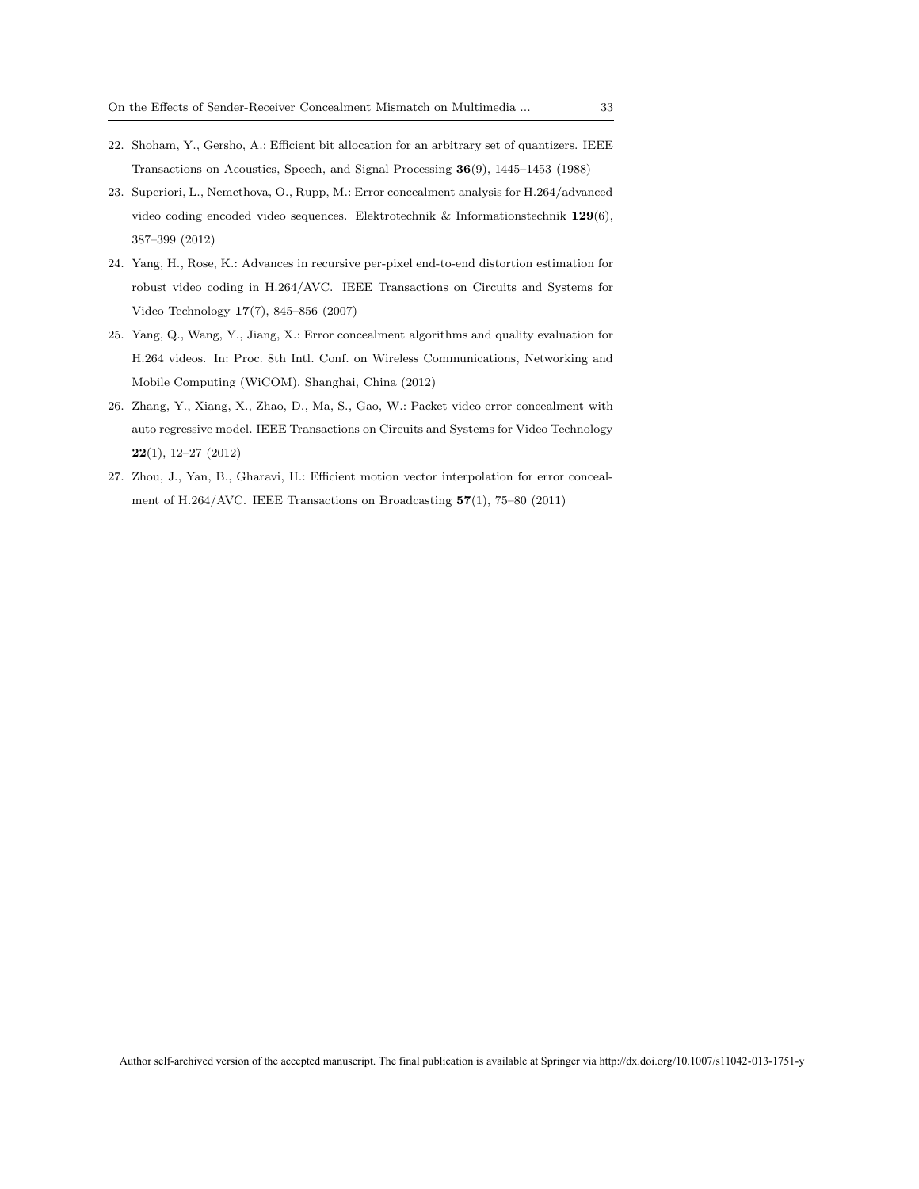22. Shoham, Y., Gersho, A.: Efficient bit allocation for an arbitrary set of quantizers. IEEE Transactions on Acoustics, Speech, and Signal Processing **36**(9), 1445–1453 (1988)
23. Superiori, L., Nemethova, O., Rupp, M.: Error concealment analysis for H.264/advanced video coding encoded video sequences. Elektrotechnik & Informationstechnik **129**(6), 387–399 (2012)
24. Yang, H., Rose, K.: Advances in recursive per-pixel end-to-end distortion estimation for robust video coding in H.264/AVC. IEEE Transactions on Circuits and Systems for Video Technology **17**(7), 845–856 (2007)
25. Yang, Q., Wang, Y., Jiang, X.: Error concealment algorithms and quality evaluation for H.264 videos. In: Proc. 8th Intl. Conf. on Wireless Communications, Networking and Mobile Computing (WiCOM). Shanghai, China (2012)
26. Zhang, Y., Xiang, X., Zhao, D., Ma, S., Gao, W.: Packet video error concealment with auto regressive model. IEEE Transactions on Circuits and Systems for Video Technology **22**(1), 12–27 (2012)
27. Zhou, J., Yan, B., Gharavi, H.: Efficient motion vector interpolation for error concealment of H.264/AVC. IEEE Transactions on Broadcasting **57**(1), 75–80 (2011)

Author self-archived version of the accepted manuscript. The final publication is available at Springer via http://dx.doi.org/10.1007/s11042-013-1751-y